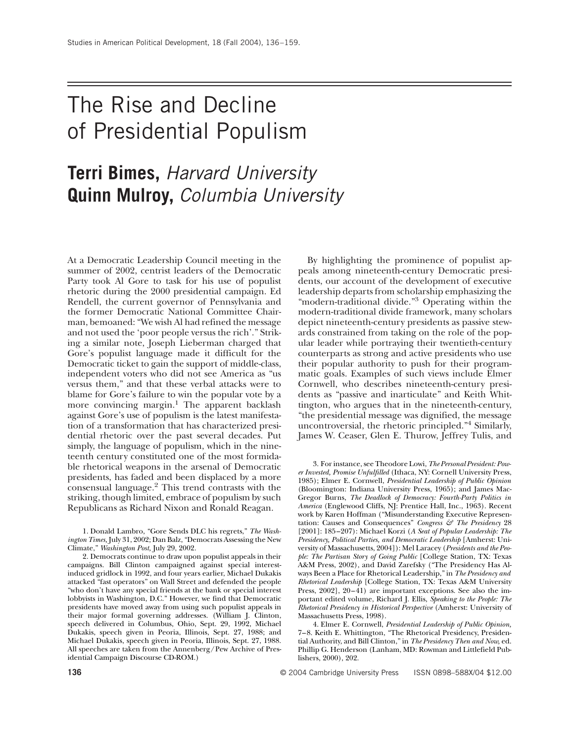# The Rise and Decline of Presidential Populism

## Terri Bimes, *Harvard University*
## Quinn Mulroy, *Columbia University*

At a Democratic Leadership Council meeting in the summer of 2002, centrist leaders of the Democratic Party took Al Gore to task for his use of populist rhetoric during the 2000 presidential campaign. Ed Rendell, the current governor of Pennsylvania and the former Democratic National Committee Chairman, bemoaned: "We wish Al had refined the message and not used the 'poor people versus the rich'." Striking a similar note, Joseph Lieberman charged that Gore's populist language made it difficult for the Democratic ticket to gain the support of middle-class, independent voters who did not see America as "us versus them," and that these verbal attacks were to blame for Gore's failure to win the popular vote by a more convincing margin.[1] The apparent backlash against Gore's use of populism is the latest manifestation of a transformation that has characterized presidential rhetoric over the past several decades. Put simply, the language of populism, which in the nineteenth century constituted one of the most formidable rhetorical weapons in the arsenal of Democratic presidents, has faded and been displaced by a more consensual language.[2] This trend contrasts with the striking, though limited, embrace of populism by such Republicans as Richard Nixon and Ronald Reagan.

By highlighting the prominence of populist appeals among nineteenth-century Democratic presidents, our account of the development of executive leadership departs from scholarship emphasizing the "modern-traditional divide."[3] Operating within the modern-traditional divide framework, many scholars depict nineteenth-century presidents as passive stewards constrained from taking on the role of the popular leader while portraying their twentieth-century counterparts as strong and active presidents who use their popular authority to push for their programmatic goals. Examples of such views include Elmer Cornwell, who describes nineteenth-century presidents as "passive and inarticulate" and Keith Whittington, who argues that in the nineteenth-century, "the presidential message was dignified, the message uncontroversial, the rhetoric principled."[4] Similarly, James W. Ceaser, Glen E. Thurow, Jeffrey Tulis, and

1. Donald Lambro, "Gore Sends DLC his regrets," *The Washington Times,* July 31, 2002; Dan Balz, "Democrats Assessing the New Climate," *Washington Post,* July 29, 2002.

2. Democrats continue to draw upon populist appeals in their campaigns. Bill Clinton campaigned against special interest-induced gridlock in 1992, and four years earlier, Michael Dukakis attacked "fast operators" on Wall Street and defended the people "who don't have any special friends at the bank or special interest lobbyists in Washington, D.C." However, we find that Democratic presidents have moved away from using such populist appeals in their major formal governing addresses. (William J. Clinton, speech delivered in Columbus, Ohio, Sept. 29, 1992, Michael Dukakis, speech given in Peoria, Illinois, Sept. 27, 1988; and Michael Dukakis, speech given in Peoria, Illinois, Sept. 27, 1988. All speeches are taken from the Annenberg/Pew Archive of Presidential Campaign Discourse CD-ROM.)

3. For instance, see Theodore Lowi, *The Personal President: Power Invested, Promise Unfulfilled* (Ithaca, NY: Cornell University Press, 1985); Elmer E. Cornwell, *Presidential Leadership of Public Opinion* (Bloomington: Indiana University Press, 1965); and James MacGregor Burns, *The Deadlock of Democracy: Fourth-Party Politics in America* (Englewood Cliffs, NJ: Prentice Hall, Inc., 1963). Recent work by Karen Hoffman ("Misunderstanding Executive Representation: Causes and Consequences" *Congress & The Presidency* 28 [2001]: 185–207): Michael Korzi (*A Seat of Popular Leadership: The Presidency, Political Parties, and Democratic Leadership* [Amherst: University of Massachusetts, 2004]): Mel Laracey (*Presidents and the People: The Partisan Story of Going Public* [College Station, TX: Texas A&M Press, 2002), and David Zarefsky ("The Presidency Has Always Been a Place for Rhetorical Leadership," in *The Presidency and Rhetorical Leadership* [College Station, TX: Texas A&M University Press, 2002], 20–41) are important exceptions. See also the important edited volume, Richard J. Ellis, *Speaking to the People: The Rhetorical Presidency in Historical Perspective* (Amherst: University of Massachusetts Press, 1998).

4. Elmer E. Cornwell, *Presidential Leadership of Public Opinion,* 7–8. Keith E. Whittington, "The Rhetorical Presidency, Presidential Authority, and Bill Clinton," in *The Presidency Then and Now,* ed. Phillip G. Henderson (Lanham, MD: Rowman and Littlefield Publishers, 2000), 202.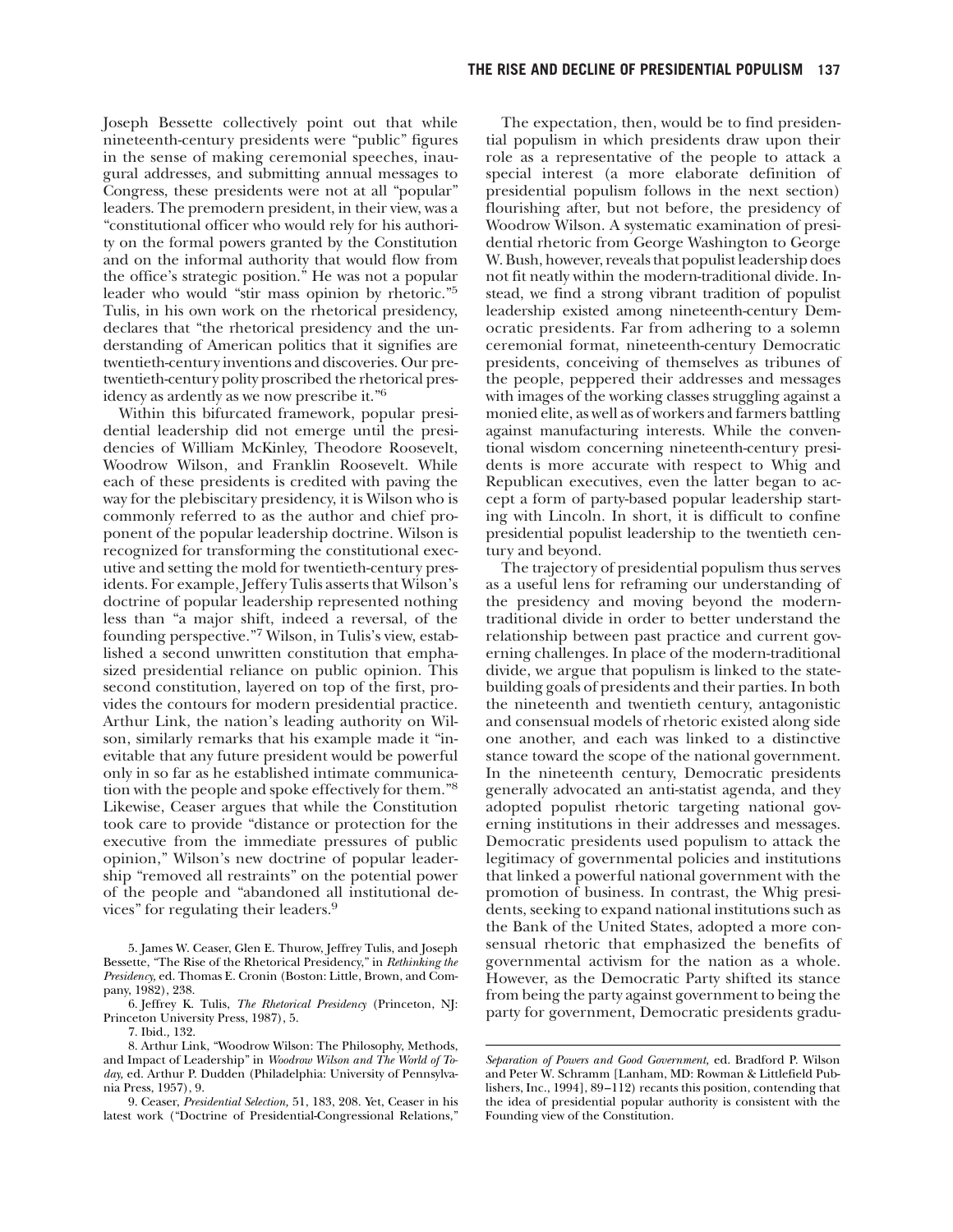Joseph Bessette collectively point out that while nineteenth-century presidents were "public" figures in the sense of making ceremonial speeches, inaugural addresses, and submitting annual messages to Congress, these presidents were not at all "popular" leaders. The premodern president, in their view, was a "constitutional officer who would rely for his authority on the formal powers granted by the Constitution and on the informal authority that would flow from the office's strategic position." He was not a popular leader who would "stir mass opinion by rhetoric."[5] Tulis, in his own work on the rhetorical presidency, declares that "the rhetorical presidency and the understanding of American politics that it signifies are twentieth-century inventions and discoveries. Our pre-twentieth-century polity proscribed the rhetorical presidency as ardently as we now prescribe it."[6]

Within this bifurcated framework, popular presidential leadership did not emerge until the presidencies of William McKinley, Theodore Roosevelt, Woodrow Wilson, and Franklin Roosevelt. While each of these presidents is credited with paving the way for the plebiscitary presidency, it is Wilson who is commonly referred to as the author and chief proponent of the popular leadership doctrine. Wilson is recognized for transforming the constitutional executive and setting the mold for twentieth-century presidents. For example, Jeffery Tulis asserts that Wilson's doctrine of popular leadership represented nothing less than "a major shift, indeed a reversal, of the founding perspective."[7] Wilson, in Tulis's view, established a second unwritten constitution that emphasized presidential reliance on public opinion. This second constitution, layered on top of the first, provides the contours for modern presidential practice. Arthur Link, the nation's leading authority on Wilson, similarly remarks that his example made it "inevitable that any future president would be powerful only in so far as he established intimate communication with the people and spoke effectively for them."[8] Likewise, Ceaser argues that while the Constitution took care to provide "distance or protection for the executive from the immediate pressures of public opinion," Wilson's new doctrine of popular leadership "removed all restraints" on the potential power of the people and "abandoned all institutional devices" for regulating their leaders.[9]

The expectation, then, would be to find presidential populism in which presidents draw upon their role as a representative of the people to attack a special interest (a more elaborate definition of presidential populism follows in the next section) flourishing after, but not before, the presidency of Woodrow Wilson. A systematic examination of presidential rhetoric from George Washington to George W. Bush, however, reveals that populist leadership does not fit neatly within the modern-traditional divide. Instead, we find a strong vibrant tradition of populist leadership existed among nineteenth-century Democratic presidents. Far from adhering to a solemn ceremonial format, nineteenth-century Democratic presidents, conceiving of themselves as tribunes of the people, peppered their addresses and messages with images of the working classes struggling against a monied elite, as well as of workers and farmers battling against manufacturing interests. While the conventional wisdom concerning nineteenth-century presidents is more accurate with respect to Whig and Republican executives, even the latter began to accept a form of party-based popular leadership starting with Lincoln. In short, it is difficult to confine presidential populist leadership to the twentieth century and beyond.

The trajectory of presidential populism thus serves as a useful lens for reframing our understanding of the presidency and moving beyond the modern-traditional divide in order to better understand the relationship between past practice and current governing challenges. In place of the modern-traditional divide, we argue that populism is linked to the state-building goals of presidents and their parties. In both the nineteenth and twentieth century, antagonistic and consensual models of rhetoric existed along side one another, and each was linked to a distinctive stance toward the scope of the national government. In the nineteenth century, Democratic presidents generally advocated an anti-statist agenda, and they adopted populist rhetoric targeting national governing institutions in their addresses and messages. Democratic presidents used populism to attack the legitimacy of governmental policies and institutions that linked a powerful national government with the promotion of business. In contrast, the Whig presidents, seeking to expand national institutions such as the Bank of the United States, adopted a more consensual rhetoric that emphasized the benefits of governmental activism for the nation as a whole. However, as the Democratic Party shifted its stance from being the party against government to being the party for government, Democratic presidents gradu-

5. James W. Ceaser, Glen E. Thurow, Jeffrey Tulis, and Joseph Bessette, "The Rise of the Rhetorical Presidency," in *Rethinking the Presidency,* ed. Thomas E. Cronin (Boston: Little, Brown, and Company, 1982), 238.

6. Jeffrey K. Tulis, *The Rhetorical Presidency* (Princeton, NJ: Princeton University Press, 1987), 5.

7. Ibid., 132.

8. Arthur Link, "Woodrow Wilson: The Philosophy, Methods, and Impact of Leadership" in *Woodrow Wilson and The World of Today,* ed. Arthur P. Dudden (Philadelphia: University of Pennsylvania Press, 1957), 9.

9. Ceaser, *Presidential Selection,* 51, 183, 208. Yet, Ceaser in his latest work ("Doctrine of Presidential-Congressional Relations," *Separation of Powers and Good Government,* ed. Bradford P. Wilson and Peter W. Schramm [Lanham, MD: Rowman & Littlefield Publishers, Inc., 1994], 89–112) recants this position, contending that the idea of presidential popular authority is consistent with the Founding view of the Constitution.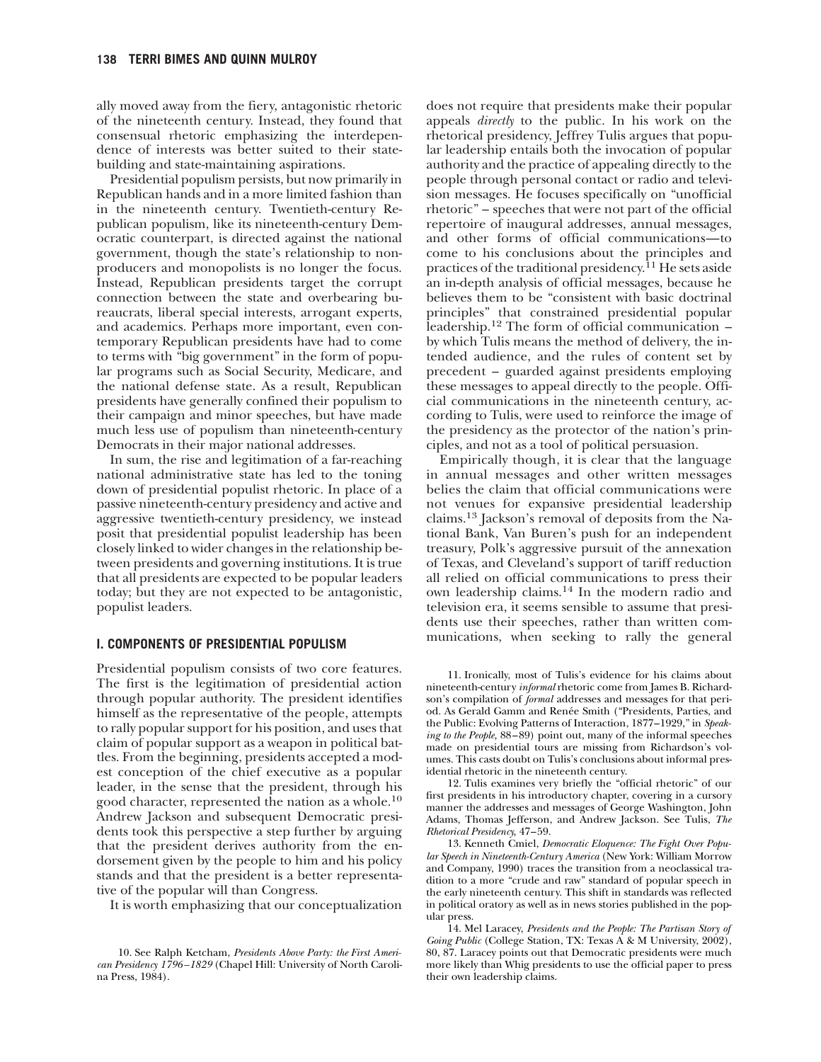ally moved away from the fiery, antagonistic rhetoric of the nineteenth century. Instead, they found that consensual rhetoric emphasizing the interdependence of interests was better suited to their state-building and state-maintaining aspirations.

Presidential populism persists, but now primarily in Republican hands and in a more limited fashion than in the nineteenth century. Twentieth-century Republican populism, like its nineteenth-century Democratic counterpart, is directed against the national government, though the state's relationship to non-producers and monopolists is no longer the focus. Instead, Republican presidents target the corrupt connection between the state and overbearing bureaucrats, liberal special interests, arrogant experts, and academics. Perhaps more important, even contemporary Republican presidents have had to come to terms with "big government" in the form of popular programs such as Social Security, Medicare, and the national defense state. As a result, Republican presidents have generally confined their populism to their campaign and minor speeches, but have made much less use of populism than nineteenth-century Democrats in their major national addresses.

In sum, the rise and legitimation of a far-reaching national administrative state has led to the toning down of presidential populist rhetoric. In place of a passive nineteenth-century presidency and active and aggressive twentieth-century presidency, we instead posit that presidential populist leadership has been closely linked to wider changes in the relationship between presidents and governing institutions. It is true that all presidents are expected to be popular leaders today; but they are not expected to be antagonistic, populist leaders.

## I. COMPONENTS OF PRESIDENTIAL POPULISM

Presidential populism consists of two core features. The first is the legitimation of presidential action through popular authority. The president identifies himself as the representative of the people, attempts to rally popular support for his position, and uses that claim of popular support as a weapon in political battles. From the beginning, presidents accepted a modest conception of the chief executive as a popular leader, in the sense that the president, through his good character, represented the nation as a whole.[10] Andrew Jackson and subsequent Democratic presidents took this perspective a step further by arguing that the president derives authority from the endorsement given by the people to him and his policy stands and that the president is a better representative of the popular will than Congress.

It is worth emphasizing that our conceptualization does not require that presidents make their popular appeals *directly* to the public. In his work on the rhetorical presidency, Jeffrey Tulis argues that popular leadership entails both the invocation of popular authority and the practice of appealing directly to the people through personal contact or radio and television messages. He focuses specifically on "unofficial rhetoric" – speeches that were not part of the official repertoire of inaugural addresses, annual messages, and other forms of official communications—to come to his conclusions about the principles and practices of the traditional presidency.[11] He sets aside an in-depth analysis of official messages, because he believes them to be "consistent with basic doctrinal principles" that constrained presidential popular leadership.[12] The form of official communication – by which Tulis means the method of delivery, the intended audience, and the rules of content set by precedent – guarded against presidents employing these messages to appeal directly to the people. Official communications in the nineteenth century, according to Tulis, were used to reinforce the image of the presidency as the protector of the nation's principles, and not as a tool of political persuasion.

Empirically though, it is clear that the language in annual messages and other written messages belies the claim that official communications were not venues for expansive presidential leadership claims.[13] Jackson's removal of deposits from the National Bank, Van Buren's push for an independent treasury, Polk's aggressive pursuit of the annexation of Texas, and Cleveland's support of tariff reduction all relied on official communications to press their own leadership claims.[14] In the modern radio and television era, it seems sensible to assume that presidents use their speeches, rather than written communications, when seeking to rally the general

10. See Ralph Ketcham, *Presidents Above Party: the First American Presidency 1796–1829* (Chapel Hill: University of North Carolina Press, 1984).

11. Ironically, most of Tulis's evidence for his claims about nineteenth-century *informal* rhetoric come from James B. Richardson's compilation of *formal* addresses and messages for that period. As Gerald Gamm and Renée Smith ("Presidents, Parties, and the Public: Evolving Patterns of Interaction, 1877–1929," in *Speaking to the People,* 88–89) point out, many of the informal speeches made on presidential tours are missing from Richardson's volumes. This casts doubt on Tulis's conclusions about informal presidential rhetoric in the nineteenth century.

12. Tulis examines very briefly the "official rhetoric" of our first presidents in his introductory chapter, covering in a cursory manner the addresses and messages of George Washington, John Adams, Thomas Jefferson, and Andrew Jackson. See Tulis, *The Rhetorical Presidency,* 47–59.

13. Kenneth Cmiel, *Democratic Eloquence: The Fight Over Popular Speech in Nineteenth-Century America* (New York: William Morrow and Company, 1990) traces the transition from a neoclassical tradition to a more "crude and raw" standard of popular speech in the early nineteenth century. This shift in standards was reflected in political oratory as well as in news stories published in the popular press.

14. Mel Laracey, *Presidents and the People: The Partisan Story of Going Public* (College Station, TX: Texas A & M University, 2002), 80, 87. Laracey points out that Democratic presidents were much more likely than Whig presidents to use the official paper to press their own leadership claims.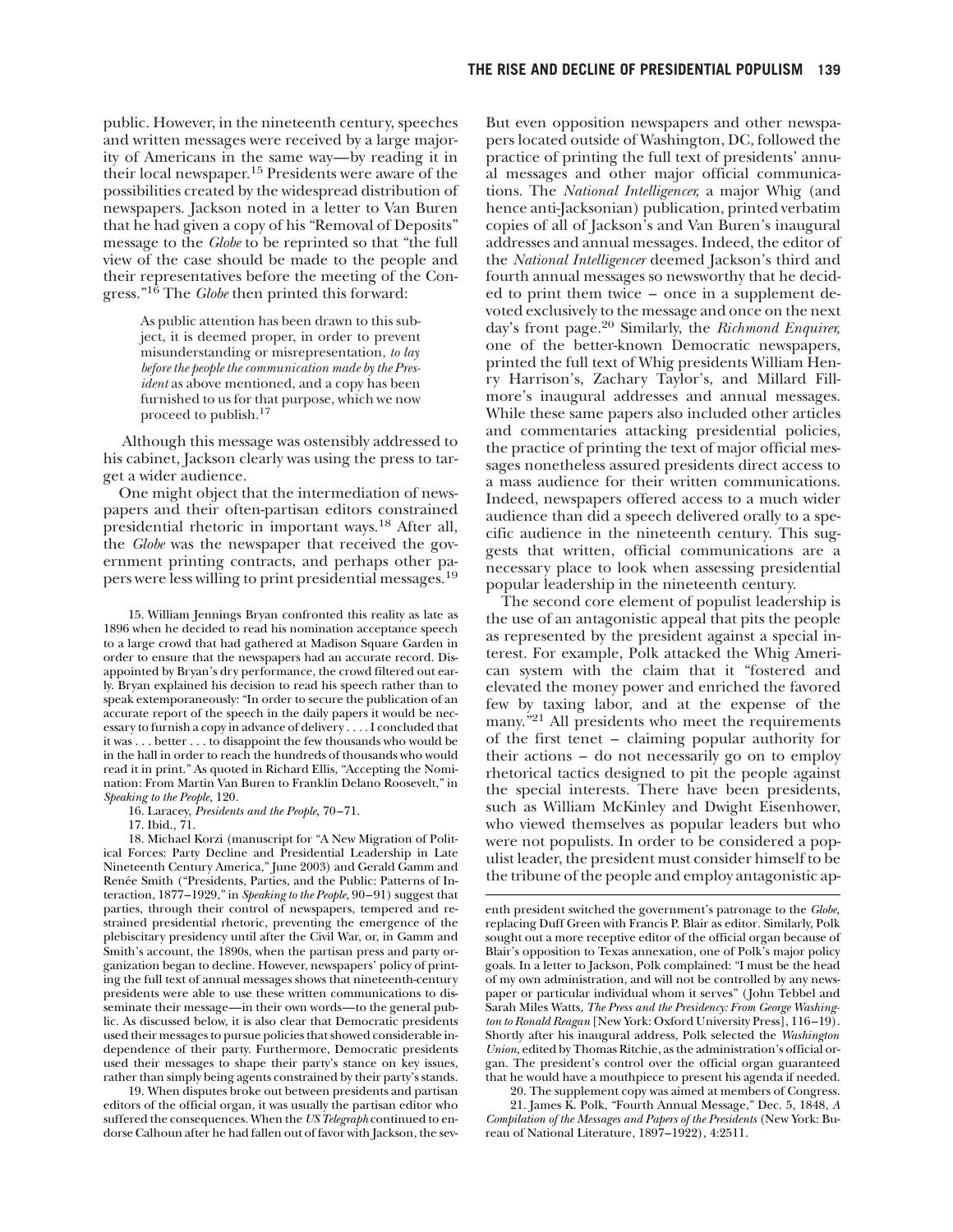public. However, in the nineteenth century, speeches and written messages were received by a large majority of Americans in the same way—by reading it in their local newspaper.[15] Presidents were aware of the possibilities created by the widespread distribution of newspapers. Jackson noted in a letter to Van Buren that he had given a copy of his "Removal of Deposits" message to the *Globe* to be reprinted so that "the full view of the case should be made to the people and their representatives before the meeting of the Congress."[16] The *Globe* then printed this forward:

> As public attention has been drawn to this subject, it is deemed proper, in order to prevent misunderstanding or misrepresentation, *to lay before the people the communication made by the President* as above mentioned, and a copy has been furnished to us for that purpose, which we now proceed to publish.[17]

Although this message was ostensibly addressed to his cabinet, Jackson clearly was using the press to target a wider audience.

One might object that the intermediation of newspapers and their often-partisan editors constrained presidential rhetoric in important ways.[18] After all, the *Globe* was the newspaper that received the government printing contracts, and perhaps other papers were less willing to print presidential messages.[19] But even opposition newspapers and other newspapers located outside of Washington, DC, followed the practice of printing the full text of presidents' annual messages and other major official communications. The *National Intelligencer,* a major Whig (and hence anti-Jacksonian) publication, printed verbatim copies of all of Jackson's and Van Buren's inaugural addresses and annual messages. Indeed, the editor of the *National Intelligencer* deemed Jackson's third and fourth annual messages so newsworthy that he decided to print them twice – once in a supplement devoted exclusively to the message and once on the next day's front page.[20] Similarly, the *Richmond Enquirer,* one of the better-known Democratic newspapers, printed the full text of Whig presidents William Henry Harrison's, Zachary Taylor's, and Millard Fillmore's inaugural addresses and annual messages. While these same papers also included other articles and commentaries attacking presidential policies, the practice of printing the text of major official messages nonetheless assured presidents direct access to a mass audience for their written communications. Indeed, newspapers offered access to a much wider audience than did a speech delivered orally to a specific audience in the nineteenth century. This suggests that written, official communications are a necessary place to look when assessing presidential popular leadership in the nineteenth century.

The second core element of populist leadership is the use of an antagonistic appeal that pits the people as represented by the president against a special interest. For example, Polk attacked the Whig American system with the claim that it "fostered and elevated the money power and enriched the favored few by taxing labor, and at the expense of the many."[21] All presidents who meet the requirements of the first tenet – claiming popular authority for their actions – do not necessarily go on to employ rhetorical tactics designed to pit the people against the special interests. There have been presidents, such as William McKinley and Dwight Eisenhower, who viewed themselves as popular leaders but who were not populists. In order to be considered a populist leader, the president must consider himself to be the tribune of the people and employ antagonistic ap-

---

15. William Jennings Bryan confronted this reality as late as 1896 when he decided to read his nomination acceptance speech to a large crowd that had gathered at Madison Square Garden in order to ensure that the newspapers had an accurate record. Disappointed by Bryan's dry performance, the crowd filtered out early. Bryan explained his decision to read his speech rather than to speak extemporaneously: "In order to secure the publication of an accurate report of the speech in the daily papers it would be necessary to furnish a copy in advance of delivery . . . . I concluded that it was . . . better . . . to disappoint the few thousands who would be in the hall in order to reach the hundreds of thousands who would read it in print." As quoted in Richard Ellis, "Accepting the Nomination: From Martin Van Buren to Franklin Delano Roosevelt," in *Speaking to the People,* 120.

16. Laracey, *Presidents and the People,* 70–71.

17. Ibid., 71.

18. Michael Korzi (manuscript for "A New Migration of Political Forces: Party Decline and Presidential Leadership in Late Nineteenth Century America," June 2003) and Gerald Gamm and Renée Smith ("Presidents, Parties, and the Public: Patterns of Interaction, 1877–1929," in *Speaking to the People,* 90–91) suggest that parties, through their control of newspapers, tempered and restrained presidential rhetoric, preventing the emergence of the plebiscitary presidency until after the Civil War, or, in Gamm and Smith's account, the 1890s, when the partisan press and party organization began to decline. However, newspapers' policy of printing the full text of annual messages shows that nineteenth-century presidents were able to use these written communications to disseminate their message—in their own words—to the general public. As discussed below, it is also clear that Democratic presidents used their messages to pursue policies that showed considerable independence of their party. Furthermore, Democratic presidents used their messages to shape their party's stance on key issues, rather than simply being agents constrained by their party's stands.

19. When disputes broke out between presidents and partisan editors of the official organ, it was usually the partisan editor who suffered the consequences. When the *US Telegraph* continued to endorse Calhoun after he had fallen out of favor with Jackson, the seventh president switched the government's patronage to the *Globe,* replacing Duff Green with Francis P. Blair as editor. Similarly, Polk sought out a more receptive editor of the official organ because of Blair's opposition to Texas annexation, one of Polk's major policy goals. In a letter to Jackson, Polk complained: "I must be the head of my own administration, and will not be controlled by any newspaper or particular individual whom it serves" (John Tebbel and Sarah Miles Watts, *The Press and the Presidency: From George Washington to Ronald Reagan* [New York: Oxford University Press], 116–19). Shortly after his inaugural address, Polk selected the *Washington Union,* edited by Thomas Ritchie, as the administration's official organ. The president's control over the official organ guaranteed that he would have a mouthpiece to present his agenda if needed.

20. The supplement copy was aimed at members of Congress.

21. James K. Polk, "Fourth Annual Message," Dec. 5, 1848, *A Compilation of the Messages and Papers of the Presidents* (New York: Bureau of National Literature, 1897–1922), 4:2511.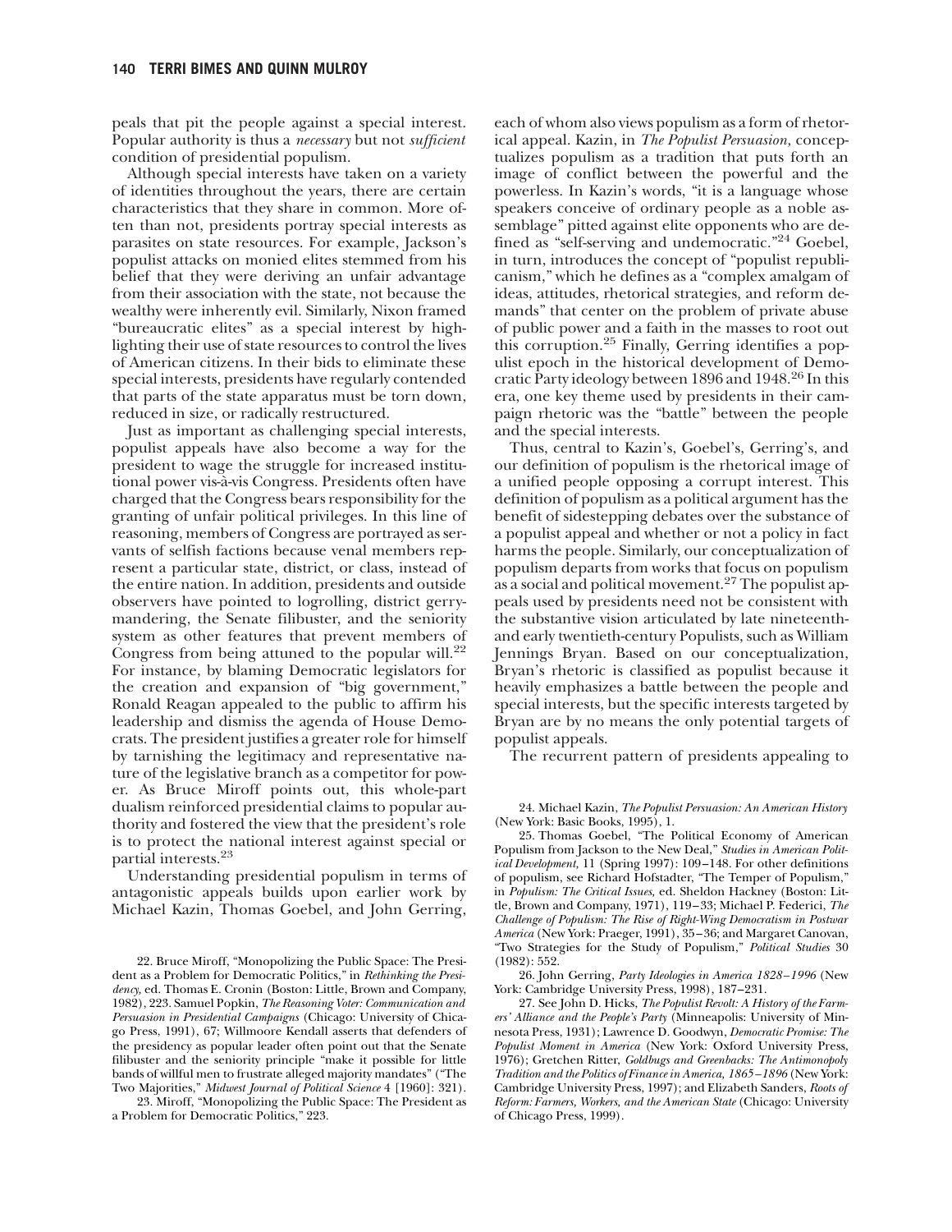peals that pit the people against a special interest. Popular authority is thus a *necessary* but not *sufficient* condition of presidential populism.

Although special interests have taken on a variety of identities throughout the years, there are certain characteristics that they share in common. More often than not, presidents portray special interests as parasites on state resources. For example, Jackson's populist attacks on monied elites stemmed from his belief that they were deriving an unfair advantage from their association with the state, not because the wealthy were inherently evil. Similarly, Nixon framed "bureaucratic elites" as a special interest by highlighting their use of state resources to control the lives of American citizens. In their bids to eliminate these special interests, presidents have regularly contended that parts of the state apparatus must be torn down, reduced in size, or radically restructured.

Just as important as challenging special interests, populist appeals have also become a way for the president to wage the struggle for increased institutional power vis-à-vis Congress. Presidents often have charged that the Congress bears responsibility for the granting of unfair political privileges. In this line of reasoning, members of Congress are portrayed as servants of selfish factions because venal members represent a particular state, district, or class, instead of the entire nation. In addition, presidents and outside observers have pointed to logrolling, district gerrymandering, the Senate filibuster, and the seniority system as other features that prevent members of Congress from being attuned to the popular will.[22] For instance, by blaming Democratic legislators for the creation and expansion of "big government," Ronald Reagan appealed to the public to affirm his leadership and dismiss the agenda of House Democrats. The president justifies a greater role for himself by tarnishing the legitimacy and representative nature of the legislative branch as a competitor for power. As Bruce Miroff points out, this whole-part dualism reinforced presidential claims to popular authority and fostered the view that the president's role is to protect the national interest against special or partial interests.[23]

Understanding presidential populism in terms of antagonistic appeals builds upon earlier work by Michael Kazin, Thomas Goebel, and John Gerring, each of whom also views populism as a form of rhetorical appeal. Kazin, in *The Populist Persuasion,* conceptualizes populism as a tradition that puts forth an image of conflict between the powerful and the powerless. In Kazin's words, "it is a language whose speakers conceive of ordinary people as a noble assemblage" pitted against elite opponents who are defined as "self-serving and undemocratic."[24] Goebel, in turn, introduces the concept of "populist republicanism," which he defines as a "complex amalgam of ideas, attitudes, rhetorical strategies, and reform demands" that center on the problem of private abuse of public power and a faith in the masses to root out this corruption.[25] Finally, Gerring identifies a populist epoch in the historical development of Democratic Party ideology between 1896 and 1948.[26] In this era, one key theme used by presidents in their campaign rhetoric was the "battle" between the people and the special interests.

Thus, central to Kazin's, Goebel's, Gerring's, and our definition of populism is the rhetorical image of a unified people opposing a corrupt interest. This definition of populism as a political argument has the benefit of sidestepping debates over the substance of a populist appeal and whether or not a policy in fact harms the people. Similarly, our conceptualization of populism departs from works that focus on populism as a social and political movement.[27] The populist appeals used by presidents need not be consistent with the substantive vision articulated by late nineteenth- and early twentieth-century Populists, such as William Jennings Bryan. Based on our conceptualization, Bryan's rhetoric is classified as populist because it heavily emphasizes a battle between the people and special interests, but the specific interests targeted by Bryan are by no means the only potential targets of populist appeals.

The recurrent pattern of presidents appealing to

---

22. Bruce Miroff, "Monopolizing the Public Space: The President as a Problem for Democratic Politics," in *Rethinking the Presidency,* ed. Thomas E. Cronin (Boston: Little, Brown and Company, 1982), 223. Samuel Popkin, *The Reasoning Voter: Communication and Persuasion in Presidential Campaigns* (Chicago: University of Chicago Press, 1991), 67; Willmoore Kendall asserts that defenders of the presidency as popular leader often point out that the Senate filibuster and the seniority principle "make it possible for little bands of willful men to frustrate alleged majority mandates" ("The Two Majorities," *Midwest Journal of Political Science* 4 [1960]: 321).

23. Miroff, "Monopolizing the Public Space: The President as a Problem for Democratic Politics," 223.

24. Michael Kazin, *The Populist Persuasion: An American History* (New York: Basic Books, 1995), 1.

25. Thomas Goebel, "The Political Economy of American Populism from Jackson to the New Deal," *Studies in American Political Development,* 11 (Spring 1997): 109–148. For other definitions of populism, see Richard Hofstadter, "The Temper of Populism," in *Populism: The Critical Issues,* ed. Sheldon Hackney (Boston: Little, Brown and Company, 1971), 119–33; Michael P. Federici, *The Challenge of Populism: The Rise of Right-Wing Democratism in Postwar America* (New York: Praeger, 1991), 35–36; and Margaret Canovan, "Two Strategies for the Study of Populism," *Political Studies* 30 (1982): 552.

26. John Gerring, *Party Ideologies in America 1828–1996* (New York: Cambridge University Press, 1998), 187–231.

27. See John D. Hicks, *The Populist Revolt: A History of the Farmers' Alliance and the People's Party* (Minneapolis: University of Minnesota Press, 1931); Lawrence D. Goodwyn, *Democratic Promise: The Populist Moment in America* (New York: Oxford University Press, 1976); Gretchen Ritter, *Goldbugs and Greenbacks: The Antimonopoly Tradition and the Politics of Finance in America, 1865–1896* (New York: Cambridge University Press, 1997); and Elizabeth Sanders, *Roots of Reform: Farmers, Workers, and the American State* (Chicago: University of Chicago Press, 1999).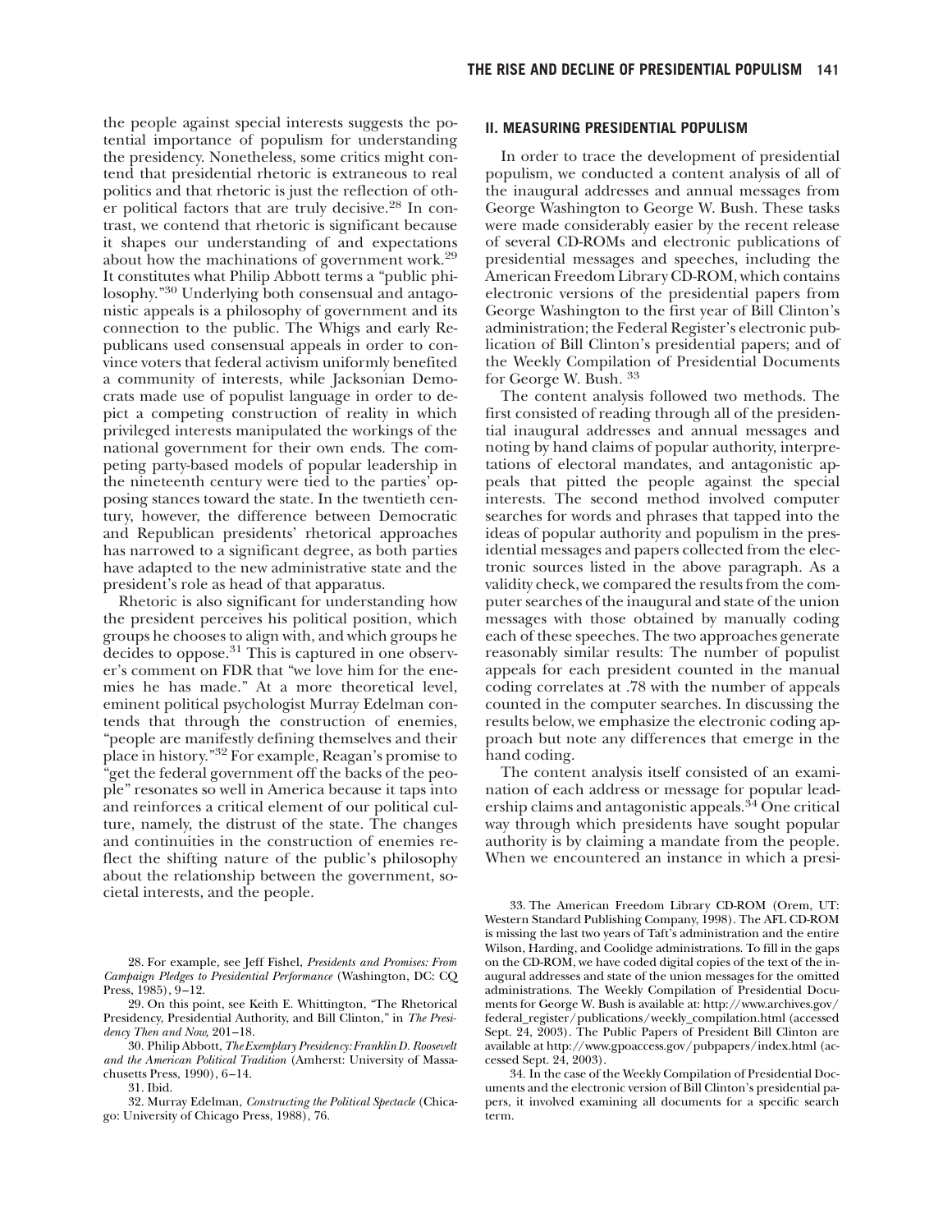the people against special interests suggests the potential importance of populism for understanding the presidency. Nonetheless, some critics might contend that presidential rhetoric is extraneous to real politics and that rhetoric is just the reflection of other political factors that are truly decisive.[28] In contrast, we contend that rhetoric is significant because it shapes our understanding of and expectations about how the machinations of government work.[29] It constitutes what Philip Abbott terms a "public philosophy."[30] Underlying both consensual and antagonistic appeals is a philosophy of government and its connection to the public. The Whigs and early Republicans used consensual appeals in order to convince voters that federal activism uniformly benefited a community of interests, while Jacksonian Democrats made use of populist language in order to depict a competing construction of reality in which privileged interests manipulated the workings of the national government for their own ends. The competing party-based models of popular leadership in the nineteenth century were tied to the parties' opposing stances toward the state. In the twentieth century, however, the difference between Democratic and Republican presidents' rhetorical approaches has narrowed to a significant degree, as both parties have adapted to the new administrative state and the president's role as head of that apparatus.

Rhetoric is also significant for understanding how the president perceives his political position, which groups he chooses to align with, and which groups he decides to oppose.[31] This is captured in one observer's comment on FDR that "we love him for the enemies he has made." At a more theoretical level, eminent political psychologist Murray Edelman contends that through the construction of enemies, "people are manifestly defining themselves and their place in history."[32] For example, Reagan's promise to "get the federal government off the backs of the people" resonates so well in America because it taps into and reinforces a critical element of our political culture, namely, the distrust of the state. The changes and continuities in the construction of enemies reflect the shifting nature of the public's philosophy about the relationship between the government, societal interests, and the people.

28. For example, see Jeff Fishel, *Presidents and Promises: From Campaign Pledges to Presidential Performance* (Washington, DC: CQ Press, 1985), 9–12.

29. On this point, see Keith E. Whittington, "The Rhetorical Presidency, Presidential Authority, and Bill Clinton," in *The Presidency Then and Now,* 201–18.

30. Philip Abbott, *The Exemplary Presidency: Franklin D. Roosevelt and the American Political Tradition* (Amherst: University of Massachusetts Press, 1990), 6–14.

31. Ibid.

32. Murray Edelman, *Constructing the Political Spectacle* (Chicago: University of Chicago Press, 1988), 76.

## II. MEASURING PRESIDENTIAL POPULISM

In order to trace the development of presidential populism, we conducted a content analysis of all of the inaugural addresses and annual messages from George Washington to George W. Bush. These tasks were made considerably easier by the recent release of several CD-ROMs and electronic publications of presidential messages and speeches, including the American Freedom Library CD-ROM, which contains electronic versions of the presidential papers from George Washington to the first year of Bill Clinton's administration; the Federal Register's electronic publication of Bill Clinton's presidential papers; and of the Weekly Compilation of Presidential Documents for George W. Bush.[33]

The content analysis followed two methods. The first consisted of reading through all of the presidential inaugural addresses and annual messages and noting by hand claims of popular authority, interpretations of electoral mandates, and antagonistic appeals that pitted the people against the special interests. The second method involved computer searches for words and phrases that tapped into the ideas of popular authority and populism in the presidential messages and papers collected from the electronic sources listed in the above paragraph. As a validity check, we compared the results from the computer searches of the inaugural and state of the union messages with those obtained by manually coding each of these speeches. The two approaches generate reasonably similar results: The number of populist appeals for each president counted in the manual coding correlates at .78 with the number of appeals counted in the computer searches. In discussing the results below, we emphasize the electronic coding approach but note any differences that emerge in the hand coding.

The content analysis itself consisted of an examination of each address or message for popular leadership claims and antagonistic appeals.[34] One critical way through which presidents have sought popular authority is by claiming a mandate from the people. When we encountered an instance in which a presi-

33. The American Freedom Library CD-ROM (Orem, UT: Western Standard Publishing Company, 1998). The AFL CD-ROM is missing the last two years of Taft's administration and the entire Wilson, Harding, and Coolidge administrations. To fill in the gaps on the CD-ROM, we have coded digital copies of the text of the inaugural addresses and state of the union messages for the omitted administrations. The Weekly Compilation of Presidential Documents for George W. Bush is available at: http://www.archives.gov/federal_register/publications/weekly_compilation.html (accessed Sept. 24, 2003). The Public Papers of President Bill Clinton are available at http://www.gpoaccess.gov/pubpapers/index.html (accessed Sept. 24, 2003).

34. In the case of the Weekly Compilation of Presidential Documents and the electronic version of Bill Clinton's presidential papers, it involved examining all documents for a specific search term.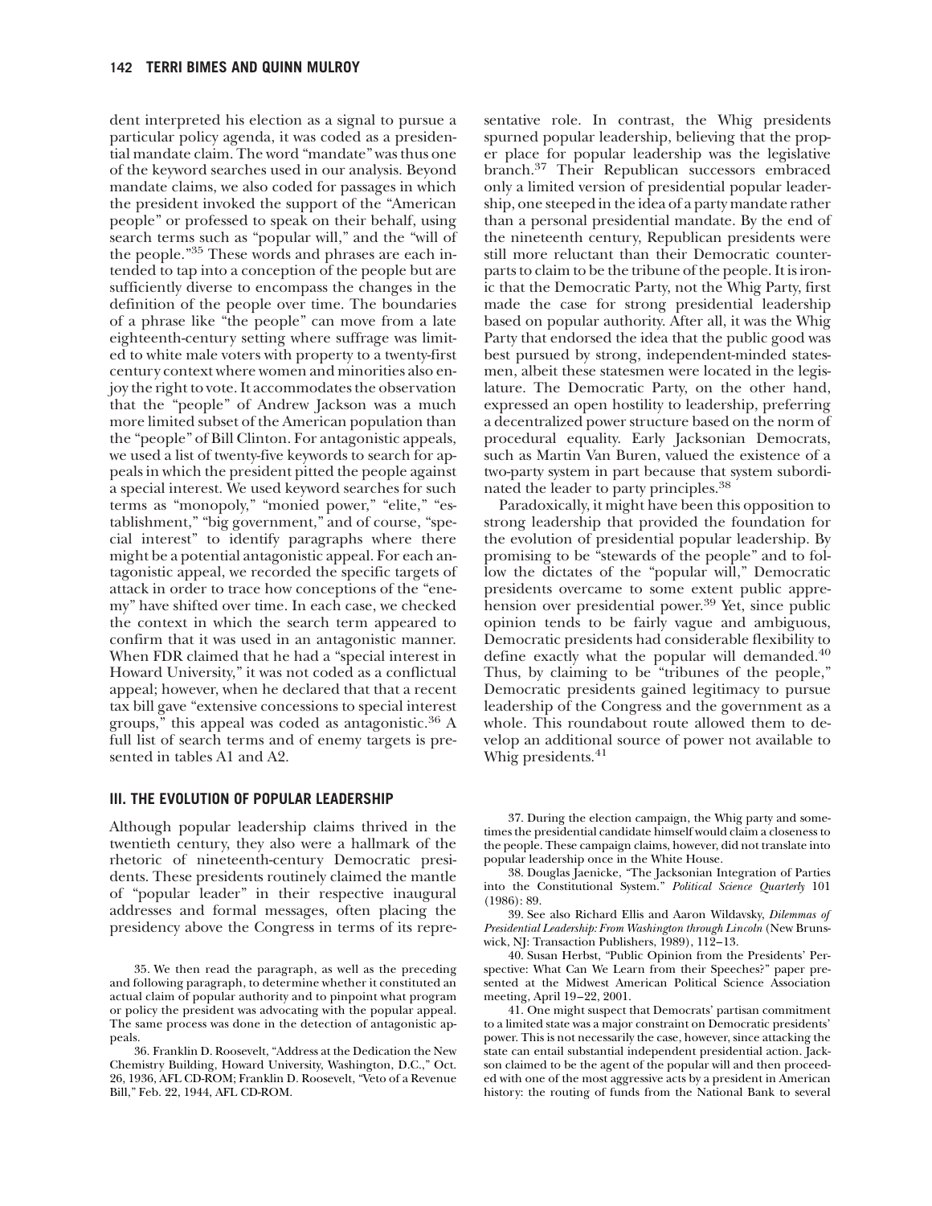dent interpreted his election as a signal to pursue a particular policy agenda, it was coded as a presidential mandate claim. The word "mandate" was thus one of the keyword searches used in our analysis. Beyond mandate claims, we also coded for passages in which the president invoked the support of the "American people" or professed to speak on their behalf, using search terms such as "popular will," and the "will of the people."[35] These words and phrases are each intended to tap into a conception of the people but are sufficiently diverse to encompass the changes in the definition of the people over time. The boundaries of a phrase like "the people" can move from a late eighteenth-century setting where suffrage was limited to white male voters with property to a twenty-first century context where women and minorities also enjoy the right to vote. It accommodates the observation that the "people" of Andrew Jackson was a much more limited subset of the American population than the "people" of Bill Clinton. For antagonistic appeals, we used a list of twenty-five keywords to search for appeals in which the president pitted the people against a special interest. We used keyword searches for such terms as "monopoly," "monied power," "elite," "establishment," "big government," and of course, "special interest" to identify paragraphs where there might be a potential antagonistic appeal. For each antagonistic appeal, we recorded the specific targets of attack in order to trace how conceptions of the "enemy" have shifted over time. In each case, we checked the context in which the search term appeared to confirm that it was used in an antagonistic manner. When FDR claimed that he had a "special interest in Howard University," it was not coded as a conflictual appeal; however, when he declared that that a recent tax bill gave "extensive concessions to special interest groups," this appeal was coded as antagonistic.[36] A full list of search terms and of enemy targets is presented in tables A1 and A2.

## III. THE EVOLUTION OF POPULAR LEADERSHIP

Although popular leadership claims thrived in the twentieth century, they also were a hallmark of the rhetoric of nineteenth-century Democratic presidents. These presidents routinely claimed the mantle of "popular leader" in their respective inaugural addresses and formal messages, often placing the presidency above the Congress in terms of its representative role. In contrast, the Whig presidents spurned popular leadership, believing that the proper place for popular leadership was the legislative branch.[37] Their Republican successors embraced only a limited version of presidential popular leadership, one steeped in the idea of a party mandate rather than a personal presidential mandate. By the end of the nineteenth century, Republican presidents were still more reluctant than their Democratic counterparts to claim to be the tribune of the people. It is ironic that the Democratic Party, not the Whig Party, first made the case for strong presidential leadership based on popular authority. After all, it was the Whig Party that endorsed the idea that the public good was best pursued by strong, independent-minded statesmen, albeit these statesmen were located in the legislature. The Democratic Party, on the other hand, expressed an open hostility to leadership, preferring a decentralized power structure based on the norm of procedural equality. Early Jacksonian Democrats, such as Martin Van Buren, valued the existence of a two-party system in part because that system subordinated the leader to party principles.[38]

Paradoxically, it might have been this opposition to strong leadership that provided the foundation for the evolution of presidential popular leadership. By promising to be "stewards of the people" and to follow the dictates of the "popular will," Democratic presidents overcame to some extent public apprehension over presidential power.[39] Yet, since public opinion tends to be fairly vague and ambiguous, Democratic presidents had considerable flexibility to define exactly what the popular will demanded.[40] Thus, by claiming to be "tribunes of the people," Democratic presidents gained legitimacy to pursue leadership of the Congress and the government as a whole. This roundabout route allowed them to develop an additional source of power not available to Whig presidents.[41]

35. We then read the paragraph, as well as the preceding and following paragraph, to determine whether it constituted an actual claim of popular authority and to pinpoint what program or policy the president was advocating with the popular appeal. The same process was done in the detection of antagonistic appeals.

36. Franklin D. Roosevelt, "Address at the Dedication the New Chemistry Building, Howard University, Washington, D.C.," Oct. 26, 1936, AFL CD-ROM; Franklin D. Roosevelt, "Veto of a Revenue Bill," Feb. 22, 1944, AFL CD-ROM.

37. During the election campaign, the Whig party and sometimes the presidential candidate himself would claim a closeness to the people. These campaign claims, however, did not translate into popular leadership once in the White House.

38. Douglas Jaenicke, "The Jacksonian Integration of Parties into the Constitutional System." *Political Science Quarterly* 101 (1986): 89.

39. See also Richard Ellis and Aaron Wildavsky, *Dilemmas of Presidential Leadership: From Washington through Lincoln* (New Brunswick, NJ: Transaction Publishers, 1989), 112–13.

40. Susan Herbst, "Public Opinion from the Presidents' Perspective: What Can We Learn from their Speeches?" paper presented at the Midwest American Political Science Association meeting, April 19–22, 2001.

41. One might suspect that Democrats' partisan commitment to a limited state was a major constraint on Democratic presidents' power. This is not necessarily the case, however, since attacking the state can entail substantial independent presidential action. Jackson claimed to be the agent of the popular will and then proceeded with one of the most aggressive acts by a president in American history: the routing of funds from the National Bank to several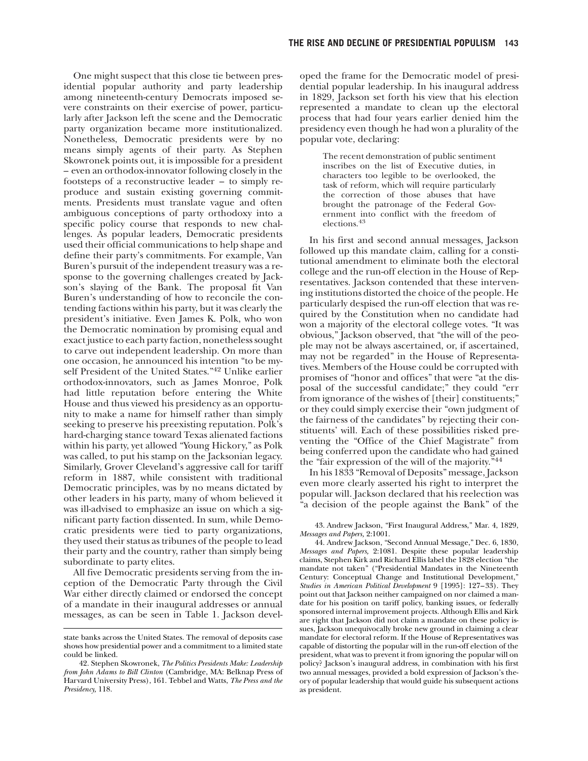One might suspect that this close tie between presidential popular authority and party leadership among nineteenth-century Democrats imposed severe constraints on their exercise of power, particularly after Jackson left the scene and the Democratic party organization became more institutionalized. Nonetheless, Democratic presidents were by no means simply agents of their party. As Stephen Skowronek points out, it is impossible for a president – even an orthodox-innovator following closely in the footsteps of a reconstructive leader – to simply reproduce and sustain existing governing commitments. Presidents must translate vague and often ambiguous conceptions of party orthodoxy into a specific policy course that responds to new challenges. As popular leaders, Democratic presidents used their official communications to help shape and define their party's commitments. For example, Van Buren's pursuit of the independent treasury was a response to the governing challenges created by Jackson's slaying of the Bank. The proposal fit Van Buren's understanding of how to reconcile the contending factions within his party, but it was clearly the president's initiative. Even James K. Polk, who won the Democratic nomination by promising equal and exact justice to each party faction, nonetheless sought to carve out independent leadership. On more than one occasion, he announced his intention "to be myself President of the United States."[42] Unlike earlier orthodox-innovators, such as James Monroe, Polk had little reputation before entering the White House and thus viewed his presidency as an opportunity to make a name for himself rather than simply seeking to preserve his preexisting reputation. Polk's hard-charging stance toward Texas alienated factions within his party, yet allowed "Young Hickory," as Polk was called, to put his stamp on the Jacksonian legacy. Similarly, Grover Cleveland's aggressive call for tariff reform in 1887, while consistent with traditional Democratic principles, was by no means dictated by other leaders in his party, many of whom believed it was ill-advised to emphasize an issue on which a significant party faction dissented. In sum, while Democratic presidents were tied to party organizations, they used their status as tribunes of the people to lead their party and the country, rather than simply being subordinate to party elites.

All five Democratic presidents serving from the inception of the Democratic Party through the Civil War either directly claimed or endorsed the concept of a mandate in their inaugural addresses or annual messages, as can be seen in Table 1. Jackson developed the frame for the Democratic model of presidential popular leadership. In his inaugural address in 1829, Jackson set forth his view that his election represented a mandate to clean up the electoral process that had four years earlier denied him the presidency even though he had won a plurality of the popular vote, declaring:

> The recent demonstration of public sentiment inscribes on the list of Executive duties, in characters too legible to be overlooked, the task of reform, which will require particularly the correction of those abuses that have brought the patronage of the Federal Government into conflict with the freedom of elections.[43]

In his first and second annual messages, Jackson followed up this mandate claim, calling for a constitutional amendment to eliminate both the electoral college and the run-off election in the House of Representatives. Jackson contended that these intervening institutions distorted the choice of the people. He particularly despised the run-off election that was required by the Constitution when no candidate had won a majority of the electoral college votes. "It was obvious," Jackson observed, that "the will of the people may not be always ascertained, or, if ascertained, may not be regarded" in the House of Representatives. Members of the House could be corrupted with promises of "honor and offices" that were "at the disposal of the successful candidate;" they could "err from ignorance of the wishes of [their] constituents;" or they could simply exercise their "own judgment of the fairness of the candidates" by rejecting their constituents' will. Each of these possibilities risked preventing the "Office of the Chief Magistrate" from being conferred upon the candidate who had gained the "fair expression of the will of the majority."[44]

In his 1833 "Removal of Deposits" message, Jackson even more clearly asserted his right to interpret the popular will. Jackson declared that his reelection was "a decision of the people against the Bank" of the

---

state banks across the United States. The removal of deposits case shows how presidential power and a commitment to a limited state could be linked.

42. Stephen Skowronek, *The Politics Presidents Make: Leadership from John Adams to Bill Clinton* (Cambridge, MA: Belknap Press of Harvard University Press), 161. Tebbel and Watts, *The Press and the Presidency,* 118.

43. Andrew Jackson, "First Inaugural Address," Mar. 4, 1829, *Messages and Papers,* 2:1001.

44. Andrew Jackson, "Second Annual Message," Dec. 6, 1830, *Messages and Papers,* 2:1081. Despite these popular leadership claims, Stephen Kirk and Richard Ellis label the 1828 election "the mandate not taken" ("Presidential Mandates in the Nineteenth Century: Conceptual Change and Institutional Development," *Studies in American Political Development* 9 [1995]: 127–33). They point out that Jackson neither campaigned on nor claimed a mandate for his position on tariff policy, banking issues, or federally sponsored internal improvement projects. Although Ellis and Kirk are right that Jackson did not claim a mandate on these policy issues, Jackson unequivocally broke new ground in claiming a clear mandate for electoral reform. If the House of Representatives was capable of distorting the popular will in the run-off election of the president, what was to prevent it from ignoring the popular will on policy? Jackson's inaugural address, in combination with his first two annual messages, provided a bold expression of Jackson's theory of popular leadership that would guide his subsequent actions as president.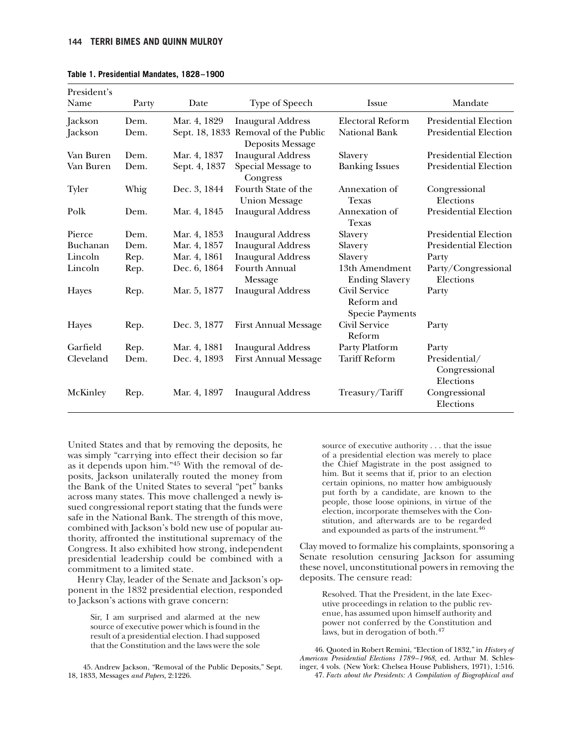**Table 1. Presidential Mandates, 1828–1900**

| President's Name | Party | Date | Type of Speech | Issue | Mandate |
|---|---|---|---|---|---|
| Jackson | Dem. | Mar. 4, 1829 | Inaugural Address | Electoral Reform | Presidential Election |
| Jackson | Dem. | Sept. 18, 1833 | Removal of the Public Deposits Message | National Bank | Presidential Election |
| Van Buren | Dem. | Mar. 4, 1837 | Inaugural Address | Slavery | Presidential Election |
| Van Buren | Dem. | Sept. 4, 1837 | Special Message to Congress | Banking Issues | Presidential Election |
| Tyler | Whig | Dec. 3, 1844 | Fourth State of the Union Message | Annexation of Texas | Congressional Elections |
| Polk | Dem. | Mar. 4, 1845 | Inaugural Address | Annexation of Texas | Presidential Election |
| Pierce | Dem. | Mar. 4, 1853 | Inaugural Address | Slavery | Presidential Election |
| Buchanan | Dem. | Mar. 4, 1857 | Inaugural Address | Slavery | Presidential Election |
| Lincoln | Rep. | Mar. 4, 1861 | Inaugural Address | Slavery | Party |
| Lincoln | Rep. | Dec. 6, 1864 | Fourth Annual Message | 13th Amendment Ending Slavery | Party/Congressional Elections |
| Hayes | Rep. | Mar. 5, 1877 | Inaugural Address | Civil Service Reform and Specie Payments | Party |
| Hayes | Rep. | Dec. 3, 1877 | First Annual Message | Civil Service Reform | Party |
| Garfield | Rep. | Mar. 4, 1881 | Inaugural Address | Party Platform | Party |
| Cleveland | Dem. | Dec. 4, 1893 | First Annual Message | Tariff Reform | Presidential/ Congressional Elections |
| McKinley | Rep. | Mar. 4, 1897 | Inaugural Address | Treasury/Tariff | Congressional Elections |

United States and that by removing the deposits, he was simply "carrying into effect their decision so far as it depends upon him."[45] With the removal of deposits, Jackson unilaterally routed the money from the Bank of the United States to several "pet" banks across many states. This move challenged a newly issued congressional report stating that the funds were safe in the National Bank. The strength of this move, combined with Jackson's bold new use of popular authority, affronted the institutional supremacy of the Congress. It also exhibited how strong, independent presidential leadership could be combined with a commitment to a limited state.

Henry Clay, leader of the Senate and Jackson's opponent in the 1832 presidential election, responded to Jackson's actions with grave concern:

> Sir, I am surprised and alarmed at the new source of executive power which is found in the result of a presidential election. I had supposed that the Constitution and the laws were the sole source of executive authority . . . that the issue of a presidential election was merely to place the Chief Magistrate in the post assigned to him. But it seems that if, prior to an election certain opinions, no matter how ambiguously put forth by a candidate, are known to the people, those loose opinions, in virtue of the election, incorporate themselves with the Constitution, and afterwards are to be regarded and expounded as parts of the instrument.[46]

Clay moved to formalize his complaints, sponsoring a Senate resolution censuring Jackson for assuming these novel, unconstitutional powers in removing the deposits. The censure read:

> Resolved. That the President, in the late Executive proceedings in relation to the public revenue, has assumed upon himself authority and power not conferred by the Constitution and laws, but in derogation of both.[47]

45. Andrew Jackson, "Removal of the Public Deposits," Sept. 18, 1833, Messages *and Papers,* 2:1226.

46. Quoted in Robert Remini, "Election of 1832," in *History of American Presidential Elections 1789–1968,* ed. Arthur M. Schlesinger, 4 vols. (New York: Chelsea House Publishers, 1971), 1:516.

47. *Facts about the Presidents: A Compilation of Biographical and*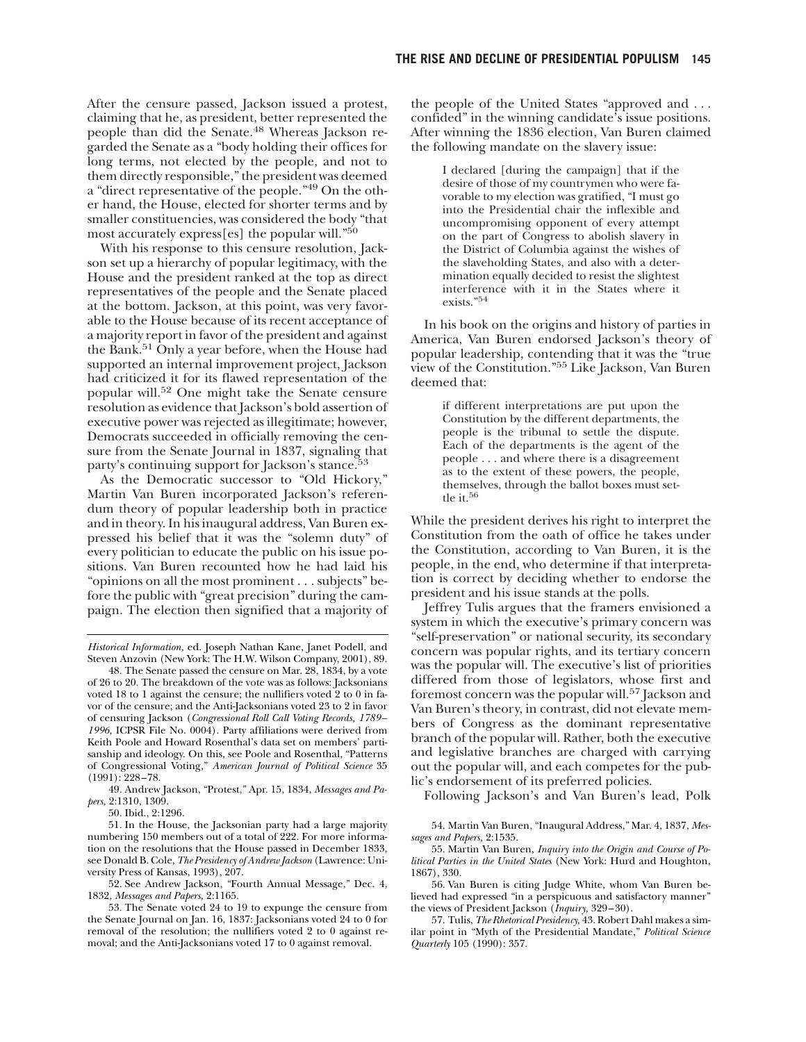After the censure passed, Jackson issued a protest, claiming that he, as president, better represented the people than did the Senate.[48] Whereas Jackson regarded the Senate as a "body holding their offices for long terms, not elected by the people, and not to them directly responsible," the president was deemed a "direct representative of the people."[49] On the other hand, the House, elected for shorter terms and by smaller constituencies, was considered the body "that most accurately express[es] the popular will."[50]

With his response to this censure resolution, Jackson set up a hierarchy of popular legitimacy, with the House and the president ranked at the top as direct representatives of the people and the Senate placed at the bottom. Jackson, at this point, was very favorable to the House because of its recent acceptance of a majority report in favor of the president and against the Bank.[51] Only a year before, when the House had supported an internal improvement project, Jackson had criticized it for its flawed representation of the popular will.[52] One might take the Senate censure resolution as evidence that Jackson's bold assertion of executive power was rejected as illegitimate; however, Democrats succeeded in officially removing the censure from the Senate Journal in 1837, signaling that party's continuing support for Jackson's stance.[53]

As the Democratic successor to "Old Hickory," Martin Van Buren incorporated Jackson's referendum theory of popular leadership both in practice and in theory. In his inaugural address, Van Buren expressed his belief that it was the "solemn duty" of every politician to educate the public on his issue positions. Van Buren recounted how he had laid his "opinions on all the most prominent . . . subjects" before the public with "great precision" during the campaign. The election then signified that a majority of the people of the United States "approved and . . . confided" in the winning candidate's issue positions. After winning the 1836 election, Van Buren claimed the following mandate on the slavery issue:

> I declared [during the campaign] that if the desire of those of my countrymen who were favorable to my election was gratified, "I must go into the Presidential chair the inflexible and uncompromising opponent of every attempt on the part of Congress to abolish slavery in the District of Columbia against the wishes of the slaveholding States, and also with a determination equally decided to resist the slightest interference with it in the States where it exists."[54]

In his book on the origins and history of parties in America, Van Buren endorsed Jackson's theory of popular leadership, contending that it was the "true view of the Constitution."[55] Like Jackson, Van Buren deemed that:

> if different interpretations are put upon the Constitution by the different departments, the people is the tribunal to settle the dispute. Each of the departments is the agent of the people . . . and where there is a disagreement as to the extent of these powers, the people, themselves, through the ballot boxes must settle it.[56]

While the president derives his right to interpret the Constitution from the oath of office he takes under the Constitution, according to Van Buren, it is the people, in the end, who determine if that interpretation is correct by deciding whether to endorse the president and his issue stands at the polls.

Jeffrey Tulis argues that the framers envisioned a system in which the executive's primary concern was "self-preservation" or national security, its secondary concern was popular rights, and its tertiary concern was the popular will. The executive's list of priorities differed from those of legislators, whose first and foremost concern was the popular will.[57] Jackson and Van Buren's theory, in contrast, did not elevate members of Congress as the dominant representative branch of the popular will. Rather, both the executive and legislative branches are charged with carrying out the popular will, and each competes for the public's endorsement of its preferred policies.

Following Jackson's and Van Buren's lead, Polk

---

*Historical Information,* ed. Joseph Nathan Kane, Janet Podell, and Steven Anzovin (New York: The H.W. Wilson Company, 2001), 89.

48. The Senate passed the censure on Mar. 28, 1834, by a vote of 26 to 20. The breakdown of the vote was as follows: Jacksonians voted 18 to 1 against the censure; the nullifiers voted 2 to 0 in favor of the censure; and the Anti-Jacksonians voted 23 to 2 in favor of censuring Jackson (*Congressional Roll Call Voting Records, 1789–1996,* ICPSR File No. 0004). Party affiliations were derived from Keith Poole and Howard Rosenthal's data set on members' partisanship and ideology. On this, see Poole and Rosenthal, "Patterns of Congressional Voting," *American Journal of Political Science* 35 (1991): 228–78.

49. Andrew Jackson, "Protest," Apr. 15, 1834, *Messages and Papers,* 2:1310, 1309.

50. Ibid., 2:1296.

51. In the House, the Jacksonian party had a large majority numbering 150 members out of a total of 222. For more information on the resolutions that the House passed in December 1833, see Donald B. Cole, *The Presidency of Andrew Jackson* (Lawrence: University Press of Kansas, 1993), 207.

52. See Andrew Jackson, "Fourth Annual Message," Dec. 4, 1832, *Messages and Papers,* 2:1165.

53. The Senate voted 24 to 19 to expunge the censure from the Senate Journal on Jan. 16, 1837: Jacksonians voted 24 to 0 for removal of the resolution; the nullifiers voted 2 to 0 against removal; and the Anti-Jacksonians voted 17 to 0 against removal.

54. Martin Van Buren, "Inaugural Address," Mar. 4, 1837, *Messages and Papers,* 2:1535.

55. Martin Van Buren, *Inquiry into the Origin and Course of Political Parties in the United States* (New York: Hurd and Houghton, 1867), 330.

56. Van Buren is citing Judge White, whom Van Buren believed had expressed "in a perspicuous and satisfactory manner" the views of President Jackson (*Inquiry,* 329–30).

57. Tulis, *The Rhetorical Presidency,* 43. Robert Dahl makes a similar point in "Myth of the Presidential Mandate," *Political Science Quarterly* 105 (1990): 357.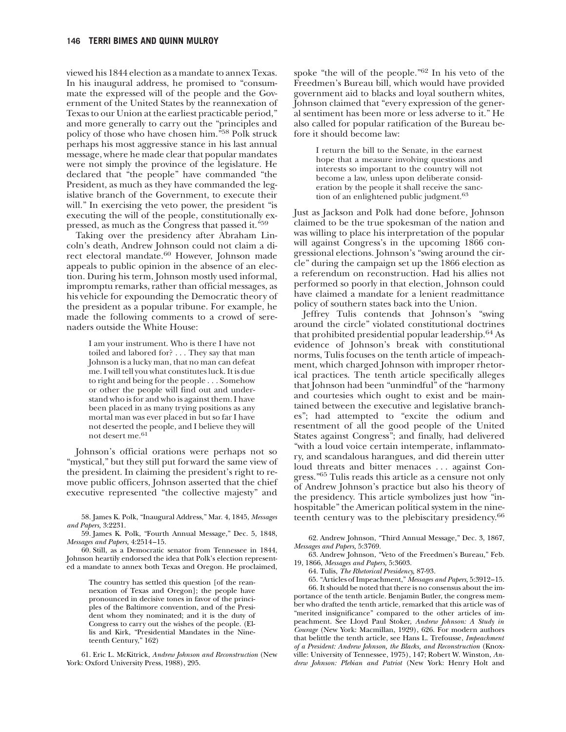viewed his 1844 election as a mandate to annex Texas. In his inaugural address, he promised to "consummate the expressed will of the people and the Government of the United States by the reannexation of Texas to our Union at the earliest practicable period," and more generally to carry out the "principles and policy of those who have chosen him."[58] Polk struck perhaps his most aggressive stance in his last annual message, where he made clear that popular mandates were not simply the province of the legislature. He declared that "the people" have commanded "the President, as much as they have commanded the legislative branch of the Government, to execute their will." In exercising the veto power, the president "is executing the will of the people, constitutionally expressed, as much as the Congress that passed it."[59]

Taking over the presidency after Abraham Lincoln's death, Andrew Johnson could not claim a direct electoral mandate.[60] However, Johnson made appeals to public opinion in the absence of an election. During his term, Johnson mostly used informal, impromptu remarks, rather than official messages, as his vehicle for expounding the Democratic theory of the president as a popular tribune. For example, he made the following comments to a crowd of serenaders outside the White House:

> I am your instrument. Who is there I have not toiled and labored for? . . . They say that man Johnson is a lucky man, that no man can defeat me. I will tell you what constitutes luck. It is due to right and being for the people . . . Somehow or other the people will find out and understand who is for and who is against them. I have been placed in as many trying positions as any mortal man was ever placed in but so far I have not deserted the people, and I believe they will not desert me.[61]

Johnson's official orations were perhaps not so "mystical," but they still put forward the same view of the president. In claiming the president's right to remove public officers, Johnson asserted that the chief executive represented "the collective majesty" and spoke "the will of the people."[62] In his veto of the Freedmen's Bureau bill, which would have provided government aid to blacks and loyal southern whites, Johnson claimed that "every expression of the general sentiment has been more or less adverse to it." He also called for popular ratification of the Bureau before it should become law:

> I return the bill to the Senate, in the earnest hope that a measure involving questions and interests so important to the country will not become a law, unless upon deliberate consideration by the people it shall receive the sanction of an enlightened public judgment.[63]

Just as Jackson and Polk had done before, Johnson claimed to be the true spokesman of the nation and was willing to place his interpretation of the popular will against Congress's in the upcoming 1866 congressional elections. Johnson's "swing around the circle" during the campaign set up the 1866 election as a referendum on reconstruction. Had his allies not performed so poorly in that election, Johnson could have claimed a mandate for a lenient readmittance policy of southern states back into the Union.

Jeffrey Tulis contends that Johnson's "swing around the circle" violated constitutional doctrines that prohibited presidential popular leadership.[64] As evidence of Johnson's break with constitutional norms, Tulis focuses on the tenth article of impeachment, which charged Johnson with improper rhetorical practices. The tenth article specifically alleges that Johnson had been "unmindful" of the "harmony and courtesies which ought to exist and be maintained between the executive and legislative branches"; had attempted to "excite the odium and resentment of all the good people of the United States against Congress"; and finally, had delivered "with a loud voice certain intemperate, inflammatory, and scandalous harangues, and did therein utter loud threats and bitter menaces . . . against Congress."[65] Tulis reads this article as a censure not only of Andrew Johnson's practice but also his theory of the presidency. This article symbolizes just how "inhospitable" the American political system in the nineteenth century was to the plebiscitary presidency.[66]

58. James K. Polk, "Inaugural Address," Mar. 4, 1845, *Messages and Papers,* 3:2231.

59. James K. Polk, "Fourth Annual Message," Dec. 5, 1848, *Messages and Papers,* 4:2514–15.

60. Still, as a Democratic senator from Tennessee in 1844, Johnson heartily endorsed the idea that Polk's election represented a mandate to annex both Texas and Oregon. He proclaimed,

> The country has settled this question [of the reannexation of Texas and Oregon]; the people have pronounced in decisive tones in favor of the principles of the Baltimore convention, and of the President whom they nominated; and it is the duty of Congress to carry out the wishes of the people. (Ellis and Kirk, "Presidential Mandates in the Nineteenth Century," 162)

61. Eric L. McKitrick, *Andrew Johnson and Reconstruction* (New York: Oxford University Press, 1988), 295.

62. Andrew Johnson, "Third Annual Message," Dec. 3, 1867, *Messages and Papers,* 5:3769.

63. Andrew Johnson, "Veto of the Freedmen's Bureau," Feb. 19, 1866, *Messages and Papers,* 5:3603.

64. Tulis, *The Rhetorical Presidency,* 87-93.

65. "Articles of Impeachment," *Messages and Papers,* 5:3912–15.

66. It should be noted that there is no consensus about the importance of the tenth article. Benjamin Butler, the congress member who drafted the tenth article, remarked that this article was of "merited insignificance" compared to the other articles of impeachment. See Lloyd Paul Stoker, *Andrew Johnson: A Study in Courage* (New York: Macmillan, 1929), 626. For modern authors that belittle the tenth article, see Hans L. Trefousse, *Impeachment of a President: Andrew Johnson, the Blacks, and Reconstruction* (Knoxville: University of Tennessee, 1975), 147; Robert W. Winston, *Andrew Johnson: Plebian and Patriot* (New York: Henry Holt and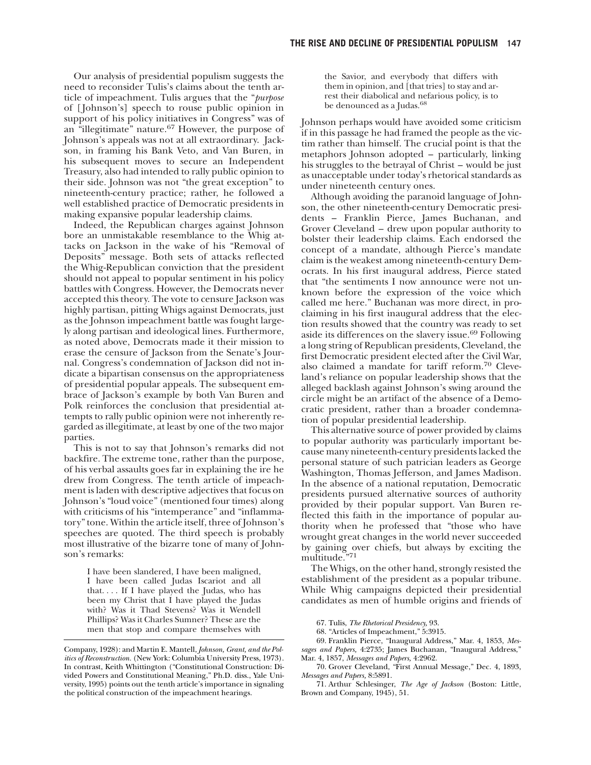Our analysis of presidential populism suggests the need to reconsider Tulis's claims about the tenth article of impeachment. Tulis argues that the "*purpose* of [Johnson's] speech to rouse public opinion in support of his policy initiatives in Congress" was of an "illegitimate" nature.[67] However, the purpose of Johnson's appeals was not at all extraordinary. Jackson, in framing his Bank Veto, and Van Buren, in his subsequent moves to secure an Independent Treasury, also had intended to rally public opinion to their side. Johnson was not "the great exception" to nineteenth-century practice; rather, he followed a well established practice of Democratic presidents in making expansive popular leadership claims.

Indeed, the Republican charges against Johnson bore an unmistakable resemblance to the Whig attacks on Jackson in the wake of his "Removal of Deposits" message. Both sets of attacks reflected the Whig-Republican conviction that the president should not appeal to popular sentiment in his policy battles with Congress. However, the Democrats never accepted this theory. The vote to censure Jackson was highly partisan, pitting Whigs against Democrats, just as the Johnson impeachment battle was fought largely along partisan and ideological lines. Furthermore, as noted above, Democrats made it their mission to erase the censure of Jackson from the Senate's Journal. Congress's condemnation of Jackson did not indicate a bipartisan consensus on the appropriateness of presidential popular appeals. The subsequent embrace of Jackson's example by both Van Buren and Polk reinforces the conclusion that presidential attempts to rally public opinion were not inherently regarded as illegitimate, at least by one of the two major parties.

This is not to say that Johnson's remarks did not backfire. The extreme tone, rather than the purpose, of his verbal assaults goes far in explaining the ire he drew from Congress. The tenth article of impeachment is laden with descriptive adjectives that focus on Johnson's "loud voice" (mentioned four times) along with criticisms of his "intemperance" and "inflammatory" tone. Within the article itself, three of Johnson's speeches are quoted. The third speech is probably most illustrative of the bizarre tone of many of Johnson's remarks:

> I have been slandered, I have been maligned, I have been called Judas Iscariot and all that. . . . If I have played the Judas, who has been my Christ that I have played the Judas with? Was it Thad Stevens? Was it Wendell Phillips? Was it Charles Sumner? These are the men that stop and compare themselves with the Savior, and everybody that differs with them in opinion, and [that tries] to stay and arrest their diabolical and nefarious policy, is to be denounced as a Judas.[68]

Johnson perhaps would have avoided some criticism if in this passage he had framed the people as the victim rather than himself. The crucial point is that the metaphors Johnson adopted – particularly, linking his struggles to the betrayal of Christ – would be just as unacceptable under today's rhetorical standards as under nineteenth century ones.

Although avoiding the paranoid language of Johnson, the other nineteenth-century Democratic presidents – Franklin Pierce, James Buchanan, and Grover Cleveland – drew upon popular authority to bolster their leadership claims. Each endorsed the concept of a mandate, although Pierce's mandate claim is the weakest among nineteenth-century Democrats. In his first inaugural address, Pierce stated that "the sentiments I now announce were not unknown before the expression of the voice which called me here." Buchanan was more direct, in proclaiming in his first inaugural address that the election results showed that the country was ready to set aside its differences on the slavery issue.[69] Following a long string of Republican presidents, Cleveland, the first Democratic president elected after the Civil War, also claimed a mandate for tariff reform.[70] Cleveland's reliance on popular leadership shows that the alleged backlash against Johnson's swing around the circle might be an artifact of the absence of a Democratic president, rather than a broader condemnation of popular presidential leadership.

This alternative source of power provided by claims to popular authority was particularly important because many nineteenth-century presidents lacked the personal stature of such patrician leaders as George Washington, Thomas Jefferson, and James Madison. In the absence of a national reputation, Democratic presidents pursued alternative sources of authority provided by their popular support. Van Buren reflected this faith in the importance of popular authority when he professed that "those who have wrought great changes in the world never succeeded by gaining over chiefs, but always by exciting the multitude."[71]

The Whigs, on the other hand, strongly resisted the establishment of the president as a popular tribune. While Whig campaigns depicted their presidential candidates as men of humble origins and friends of

Company, 1928): and Martin E. Mantell, *Johnson, Grant, and the Politics of Reconstruction.* (New York: Columbia University Press, 1973). In contrast, Keith Whittington ("Constitutional Construction: Divided Powers and Constitutional Meaning," Ph.D. diss., Yale University, 1995) points out the tenth article's importance in signaling the political construction of the impeachment hearings.

67. Tulis, *The Rhetorical Presidency,* 93.

68. "Articles of Impeachment," 5:3915.

69. Franklin Pierce, "Inaugural Address," Mar. 4, 1853, *Messages and Papers,* 4:2735; James Buchanan, "Inaugural Address," Mar. 4, 1857, *Messages and Papers,* 4:2962.

70. Grover Cleveland, "First Annual Message," Dec. 4, 1893, *Messages and Papers,* 8:5891.

71. Arthur Schlesinger, *The Age of Jackson* (Boston: Little, Brown and Company, 1945), 51.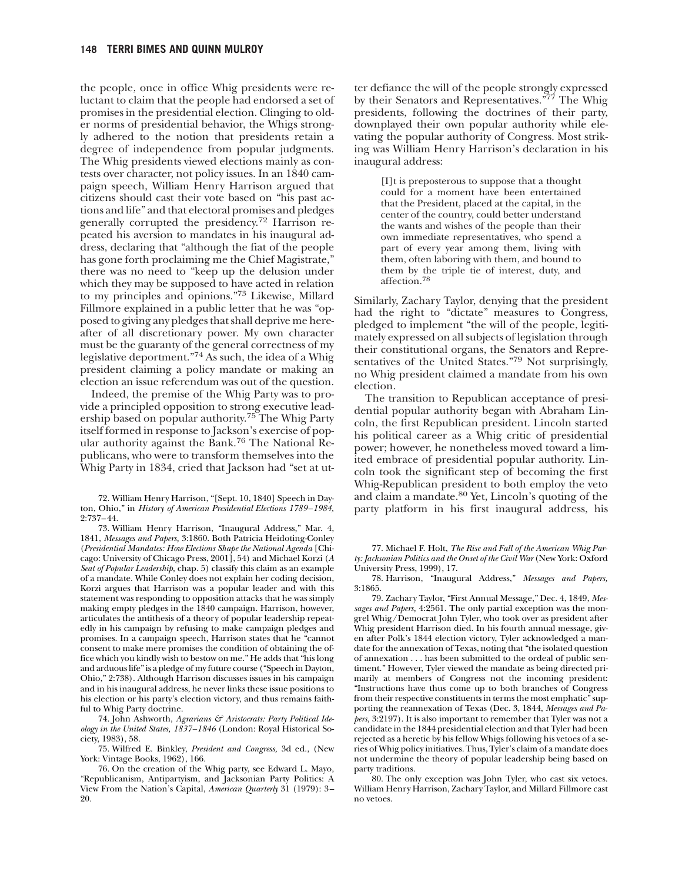the people, once in office Whig presidents were reluctant to claim that the people had endorsed a set of promises in the presidential election. Clinging to older norms of presidential behavior, the Whigs strongly adhered to the notion that presidents retain a degree of independence from popular judgments. The Whig presidents viewed elections mainly as contests over character, not policy issues. In an 1840 campaign speech, William Henry Harrison argued that citizens should cast their vote based on "his past actions and life" and that electoral promises and pledges generally corrupted the presidency.[72] Harrison repeated his aversion to mandates in his inaugural address, declaring that "although the fiat of the people has gone forth proclaiming me the Chief Magistrate," there was no need to "keep up the delusion under which they may be supposed to have acted in relation to my principles and opinions."[73] Likewise, Millard Fillmore explained in a public letter that he was "opposed to giving any pledges that shall deprive me hereafter of all discretionary power. My own character must be the guaranty of the general correctness of my legislative deportment."[74] As such, the idea of a Whig president claiming a policy mandate or making an election an issue referendum was out of the question.

Indeed, the premise of the Whig Party was to provide a principled opposition to strong executive leadership based on popular authority.[75] The Whig Party itself formed in response to Jackson's exercise of popular authority against the Bank.[76] The National Republicans, who were to transform themselves into the Whig Party in 1834, cried that Jackson had "set at utter defiance the will of the people strongly expressed by their Senators and Representatives."[77] The Whig presidents, following the doctrines of their party, downplayed their own popular authority while elevating the popular authority of Congress. Most striking was William Henry Harrison's declaration in his inaugural address:

> [I]t is preposterous to suppose that a thought could for a moment have been entertained that the President, placed at the capital, in the center of the country, could better understand the wants and wishes of the people than their own immediate representatives, who spend a part of every year among them, living with them, often laboring with them, and bound to them by the triple tie of interest, duty, and affection.[78]

Similarly, Zachary Taylor, denying that the president had the right to "dictate" measures to Congress, pledged to implement "the will of the people, legitimately expressed on all subjects of legislation through their constitutional organs, the Senators and Representatives of the United States."[79] Not surprisingly, no Whig president claimed a mandate from his own election.

The transition to Republican acceptance of presidential popular authority began with Abraham Lincoln, the first Republican president. Lincoln started his political career as a Whig critic of presidential power; however, he nonetheless moved toward a limited embrace of presidential popular authority. Lincoln took the significant step of becoming the first Whig-Republican president to both employ the veto and claim a mandate.[80] Yet, Lincoln's quoting of the party platform in his first inaugural address, his

---

72. William Henry Harrison, "[Sept. 10, 1840] Speech in Dayton, Ohio," in *History of American Presidential Elections 1789–1984,* 2:737–44.

73. William Henry Harrison, "Inaugural Address," Mar. 4, 1841, *Messages and Papers,* 3:1860. Both Patricia Heidoting-Conley (*Presidential Mandates: How Elections Shape the National Agenda* [Chicago: University of Chicago Press, 2001], 54) and Michael Korzi (*A Seat of Popular Leadership,* chap. 5) classify this claim as an example of a mandate. While Conley does not explain her coding decision, Korzi argues that Harrison was a popular leader and with this statement was responding to opposition attacks that he was simply making empty pledges in the 1840 campaign. Harrison, however, articulates the antithesis of a theory of popular leadership repeatedly in his campaign by refusing to make campaign pledges and promises. In a campaign speech, Harrison states that he "cannot consent to make mere promises the condition of obtaining the office which you kindly wish to bestow on me." He adds that "his long and arduous life" is a pledge of my future course ("Speech in Dayton, Ohio," 2:738). Although Harrison discusses issues in his campaign and in his inaugural address, he never links these issue positions to his election or his party's election victory, and thus remains faithful to Whig Party doctrine.

74. John Ashworth, *Agrarians & Aristocrats: Party Political Ideology in the United States, 1837–1846* (London: Royal Historical Society, 1983), 58.

75. Wilfred E. Binkley, *President and Congress,* 3d ed., (New York: Vintage Books, 1962), 166.

76. On the creation of the Whig party, see Edward L. Mayo, "Republicanism, Antipartyism, and Jacksonian Party Politics: A View From the Nation's Capital, *American Quarterly* 31 (1979): 3–20.

77. Michael F. Holt, *The Rise and Fall of the American Whig Party: Jacksonian Politics and the Onset of the Civil War* (New York: Oxford University Press, 1999), 17.

78. Harrison, "Inaugural Address," *Messages and Papers,* 3:1865.

79. Zachary Taylor, "First Annual Message," Dec. 4, 1849, *Messages and Papers,* 4:2561. The only partial exception was the mongrel Whig/Democrat John Tyler, who took over as president after Whig president Harrison died. In his fourth annual message, given after Polk's 1844 election victory, Tyler acknowledged a mandate for the annexation of Texas, noting that "the isolated question of annexation . . . has been submitted to the ordeal of public sentiment." However, Tyler viewed the mandate as being directed primarily at members of Congress not the incoming president: "Instructions have thus come up to both branches of Congress from their respective constituents in terms the most emphatic" supporting the reannexation of Texas (Dec. 3, 1844, *Messages and Papers,* 3:2197). It is also important to remember that Tyler was not a candidate in the 1844 presidential election and that Tyler had been rejected as a heretic by his fellow Whigs following his vetoes of a series of Whig policy initiatives. Thus, Tyler's claim of a mandate does not undermine the theory of popular leadership being based on party traditions.

80. The only exception was John Tyler, who cast six vetoes. William Henry Harrison, Zachary Taylor, and Millard Fillmore cast no vetoes.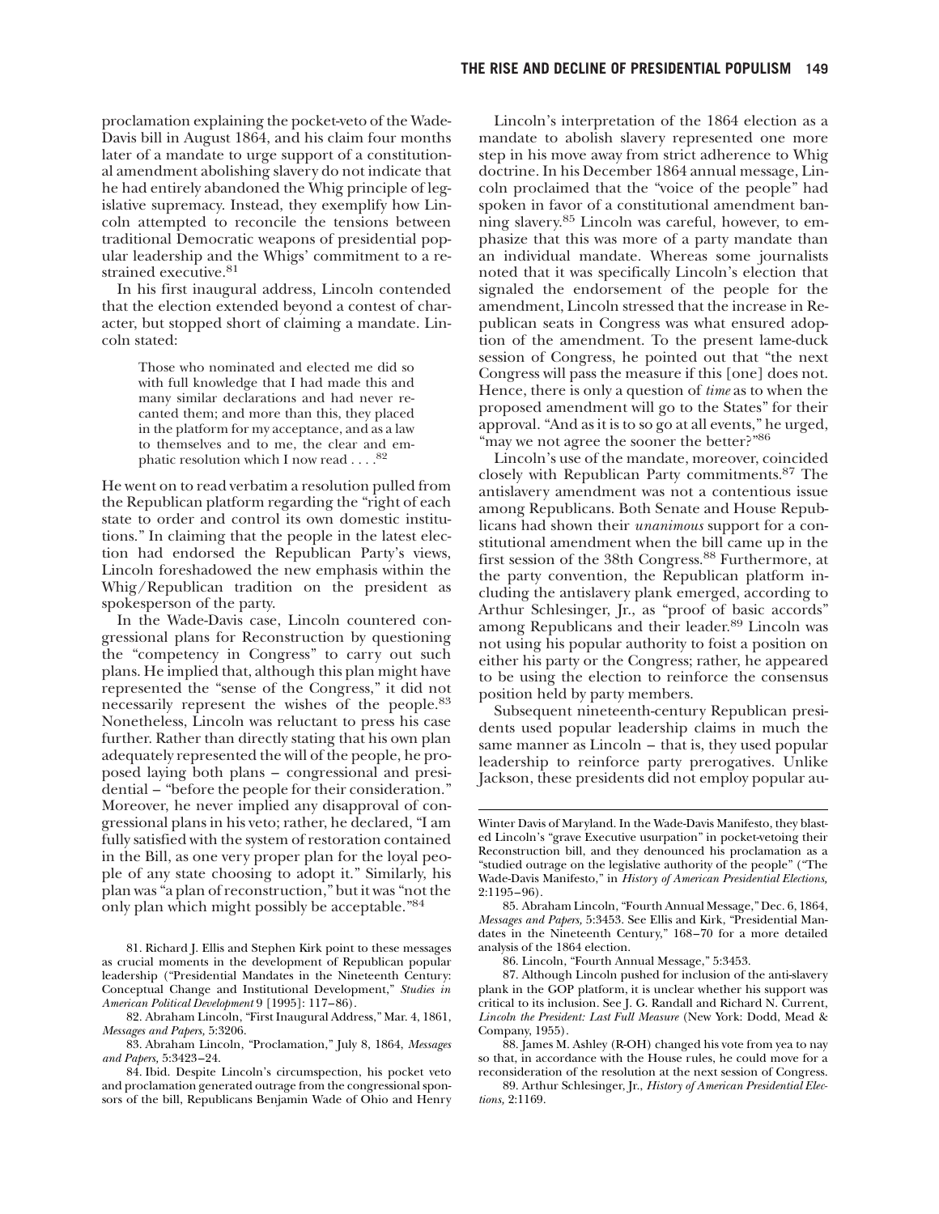proclamation explaining the pocket-veto of the Wade-Davis bill in August 1864, and his claim four months later of a mandate to urge support of a constitutional amendment abolishing slavery do not indicate that he had entirely abandoned the Whig principle of legislative supremacy. Instead, they exemplify how Lincoln attempted to reconcile the tensions between traditional Democratic weapons of presidential popular leadership and the Whigs' commitment to a restrained executive.[81]

In his first inaugural address, Lincoln contended that the election extended beyond a contest of character, but stopped short of claiming a mandate. Lincoln stated:

> Those who nominated and elected me did so with full knowledge that I had made this and many similar declarations and had never recanted them; and more than this, they placed in the platform for my acceptance, and as a law to themselves and to me, the clear and emphatic resolution which I now read . . . .[82]

He went on to read verbatim a resolution pulled from the Republican platform regarding the "right of each state to order and control its own domestic institutions." In claiming that the people in the latest election had endorsed the Republican Party's views, Lincoln foreshadowed the new emphasis within the Whig/Republican tradition on the president as spokesperson of the party.

In the Wade-Davis case, Lincoln countered congressional plans for Reconstruction by questioning the "competency in Congress" to carry out such plans. He implied that, although this plan might have represented the "sense of the Congress," it did not necessarily represent the wishes of the people.[83] Nonetheless, Lincoln was reluctant to press his case further. Rather than directly stating that his own plan adequately represented the will of the people, he proposed laying both plans – congressional and presidential – "before the people for their consideration." Moreover, he never implied any disapproval of congressional plans in his veto; rather, he declared, "I am fully satisfied with the system of restoration contained in the Bill, as one very proper plan for the loyal people of any state choosing to adopt it." Similarly, his plan was "a plan of reconstruction," but it was "not the only plan which might possibly be acceptable."[84]

Lincoln's interpretation of the 1864 election as a mandate to abolish slavery represented one more step in his move away from strict adherence to Whig doctrine. In his December 1864 annual message, Lincoln proclaimed that the "voice of the people" had spoken in favor of a constitutional amendment banning slavery.[85] Lincoln was careful, however, to emphasize that this was more of a party mandate than an individual mandate. Whereas some journalists noted that it was specifically Lincoln's election that signaled the endorsement of the people for the amendment, Lincoln stressed that the increase in Republican seats in Congress was what ensured adoption of the amendment. To the present lame-duck session of Congress, he pointed out that "the next Congress will pass the measure if this [one] does not. Hence, there is only a question of *time* as to when the proposed amendment will go to the States" for their approval. "And as it is to so go at all events," he urged, "may we not agree the sooner the better?"[86]

Lincoln's use of the mandate, moreover, coincided closely with Republican Party commitments.[87] The antislavery amendment was not a contentious issue among Republicans. Both Senate and House Republicans had shown their *unanimous* support for a constitutional amendment when the bill came up in the first session of the 38th Congress.[88] Furthermore, at the party convention, the Republican platform including the antislavery plank emerged, according to Arthur Schlesinger, Jr., as "proof of basic accords" among Republicans and their leader.[89] Lincoln was not using his popular authority to foist a position on either his party or the Congress; rather, he appeared to be using the election to reinforce the consensus position held by party members.

Subsequent nineteenth-century Republican presidents used popular leadership claims in much the same manner as Lincoln – that is, they used popular leadership to reinforce party prerogatives. Unlike Jackson, these presidents did not employ popular au-

---

81. Richard J. Ellis and Stephen Kirk point to these messages as crucial moments in the development of Republican popular leadership ("Presidential Mandates in the Nineteenth Century: Conceptual Change and Institutional Development," *Studies in American Political Development* 9 [1995]: 117–86).

82. Abraham Lincoln, "First Inaugural Address," Mar. 4, 1861, *Messages and Papers,* 5:3206.

83. Abraham Lincoln, "Proclamation," July 8, 1864, *Messages and Papers,* 5:3423–24.

84. Ibid. Despite Lincoln's circumspection, his pocket veto and proclamation generated outrage from the congressional sponsors of the bill, Republicans Benjamin Wade of Ohio and Henry Winter Davis of Maryland. In the Wade-Davis Manifesto, they blasted Lincoln's "grave Executive usurpation" in pocket-vetoing their Reconstruction bill, and they denounced his proclamation as a "studied outrage on the legislative authority of the people" ("The Wade-Davis Manifesto," in *History of American Presidential Elections,* 2:1195–96).

85. Abraham Lincoln, "Fourth Annual Message," Dec. 6, 1864, *Messages and Papers,* 5:3453. See Ellis and Kirk, "Presidential Mandates in the Nineteenth Century," 168–70 for a more detailed analysis of the 1864 election.

86. Lincoln, "Fourth Annual Message," 5:3453.

87. Although Lincoln pushed for inclusion of the anti-slavery plank in the GOP platform, it is unclear whether his support was critical to its inclusion. See J. G. Randall and Richard N. Current, *Lincoln the President: Last Full Measure* (New York: Dodd, Mead & Company, 1955).

88. James M. Ashley (R-OH) changed his vote from yea to nay so that, in accordance with the House rules, he could move for a reconsideration of the resolution at the next session of Congress.

89. Arthur Schlesinger, Jr., *History of American Presidential Elections,* 2:1169.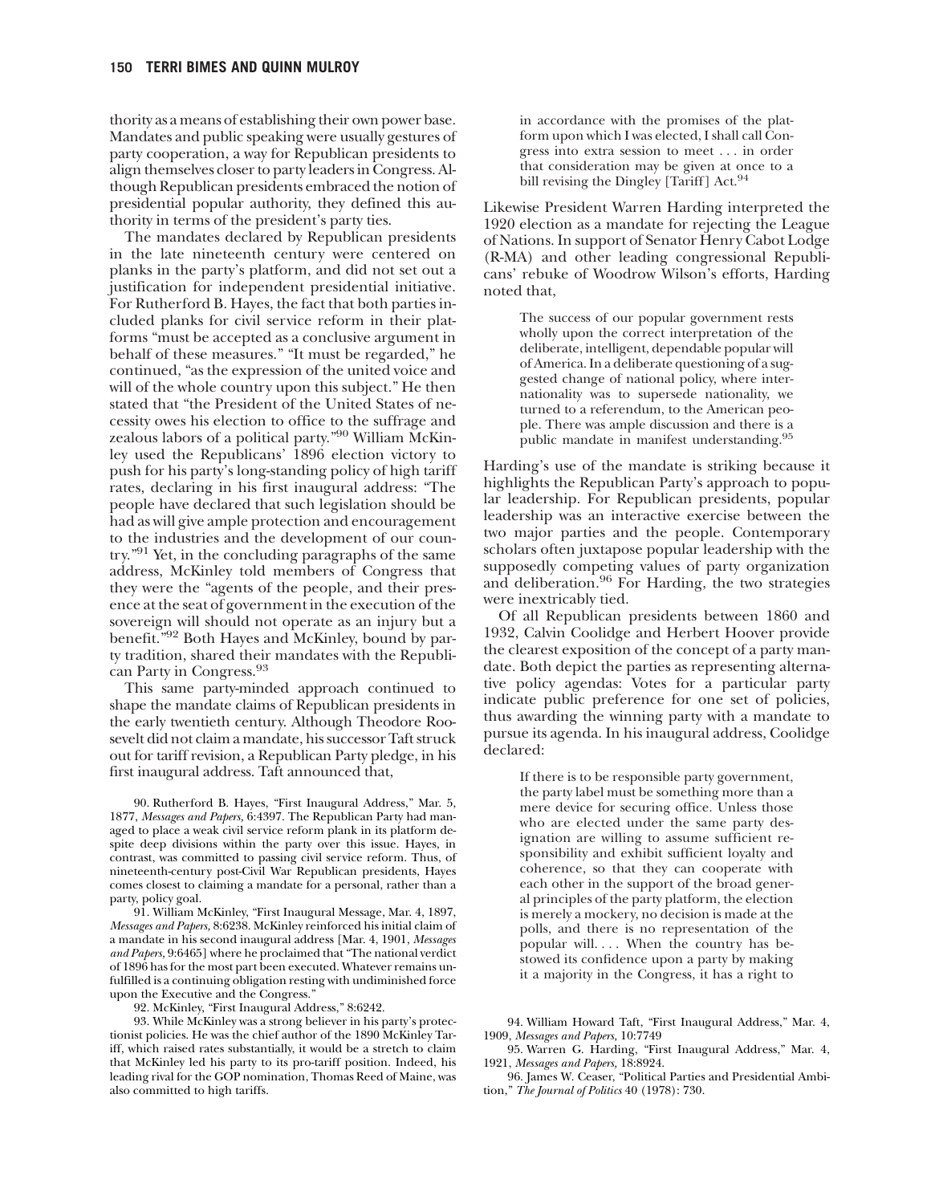thority as a means of establishing their own power base. Mandates and public speaking were usually gestures of party cooperation, a way for Republican presidents to align themselves closer to party leaders in Congress. Although Republican presidents embraced the notion of presidential popular authority, they defined this authority in terms of the president's party ties.

The mandates declared by Republican presidents in the late nineteenth century were centered on planks in the party's platform, and did not set out a justification for independent presidential initiative. For Rutherford B. Hayes, the fact that both parties included planks for civil service reform in their platforms "must be accepted as a conclusive argument in behalf of these measures." "It must be regarded," he continued, "as the expression of the united voice and will of the whole country upon this subject." He then stated that "the President of the United States of necessity owes his election to office to the suffrage and zealous labors of a political party."[90] William McKinley used the Republicans' 1896 election victory to push for his party's long-standing policy of high tariff rates, declaring in his first inaugural address: "The people have declared that such legislation should be had as will give ample protection and encouragement to the industries and the development of our country."[91] Yet, in the concluding paragraphs of the same address, McKinley told members of Congress that they were the "agents of the people, and their presence at the seat of government in the execution of the sovereign will should not operate as an injury but a benefit."[92] Both Hayes and McKinley, bound by party tradition, shared their mandates with the Republican Party in Congress.[93]

This same party-minded approach continued to shape the mandate claims of Republican presidents in the early twentieth century. Although Theodore Roosevelt did not claim a mandate, his successor Taft struck out for tariff revision, a Republican Party pledge, in his first inaugural address. Taft announced that,

> in accordance with the promises of the platform upon which I was elected, I shall call Congress into extra session to meet . . . in order that consideration may be given at once to a bill revising the Dingley [Tariff] Act.[94]

Likewise President Warren Harding interpreted the 1920 election as a mandate for rejecting the League of Nations. In support of Senator Henry Cabot Lodge (R-MA) and other leading congressional Republicans' rebuke of Woodrow Wilson's efforts, Harding noted that,

> The success of our popular government rests wholly upon the correct interpretation of the deliberate, intelligent, dependable popular will of America. In a deliberate questioning of a suggested change of national policy, where internationality was to supersede nationality, we turned to a referendum, to the American people. There was ample discussion and there is a public mandate in manifest understanding.[95]

Harding's use of the mandate is striking because it highlights the Republican Party's approach to popular leadership. For Republican presidents, popular leadership was an interactive exercise between the two major parties and the people. Contemporary scholars often juxtapose popular leadership with the supposedly competing values of party organization and deliberation.[96] For Harding, the two strategies were inextricably tied.

Of all Republican presidents between 1860 and 1932, Calvin Coolidge and Herbert Hoover provide the clearest exposition of the concept of a party mandate. Both depict the parties as representing alternative policy agendas: Votes for a particular party indicate public preference for one set of policies, thus awarding the winning party with a mandate to pursue its agenda. In his inaugural address, Coolidge declared:

> If there is to be responsible party government, the party label must be something more than a mere device for securing office. Unless those who are elected under the same party designation are willing to assume sufficient responsibility and exhibit sufficient loyalty and coherence, so that they can cooperate with each other in the support of the broad general principles of the party platform, the election is merely a mockery, no decision is made at the polls, and there is no representation of the popular will. . . . When the country has bestowed its confidence upon a party by making it a majority in the Congress, it has a right to

90. Rutherford B. Hayes, "First Inaugural Address," Mar. 5, 1877, *Messages and Papers,* 6:4397. The Republican Party had managed to place a weak civil service reform plank in its platform despite deep divisions within the party over this issue. Hayes, in contrast, was committed to passing civil service reform. Thus, of nineteenth-century post-Civil War Republican presidents, Hayes comes closest to claiming a mandate for a personal, rather than a party, policy goal.

91. William McKinley, "First Inaugural Message, Mar. 4, 1897, *Messages and Papers,* 8:6238. McKinley reinforced his initial claim of a mandate in his second inaugural address [Mar. 4, 1901, *Messages and Papers,* 9:6465] where he proclaimed that "The national verdict of 1896 has for the most part been executed. Whatever remains unfulfilled is a continuing obligation resting with undiminished force upon the Executive and the Congress."

92. McKinley, "First Inaugural Address," 8:6242.

93. While McKinley was a strong believer in his party's protectionist policies. He was the chief author of the 1890 McKinley Tariff, which raised rates substantially, it would be a stretch to claim that McKinley led his party to its pro-tariff position. Indeed, his leading rival for the GOP nomination, Thomas Reed of Maine, was also committed to high tariffs.

94. William Howard Taft, "First Inaugural Address," Mar. 4, 1909, *Messages and Papers,* 10:7749

95. Warren G. Harding, "First Inaugural Address," Mar. 4, 1921, *Messages and Papers,* 18:8924.

96. James W. Ceaser, "Political Parties and Presidential Ambition," *The Journal of Politics* 40 (1978): 730.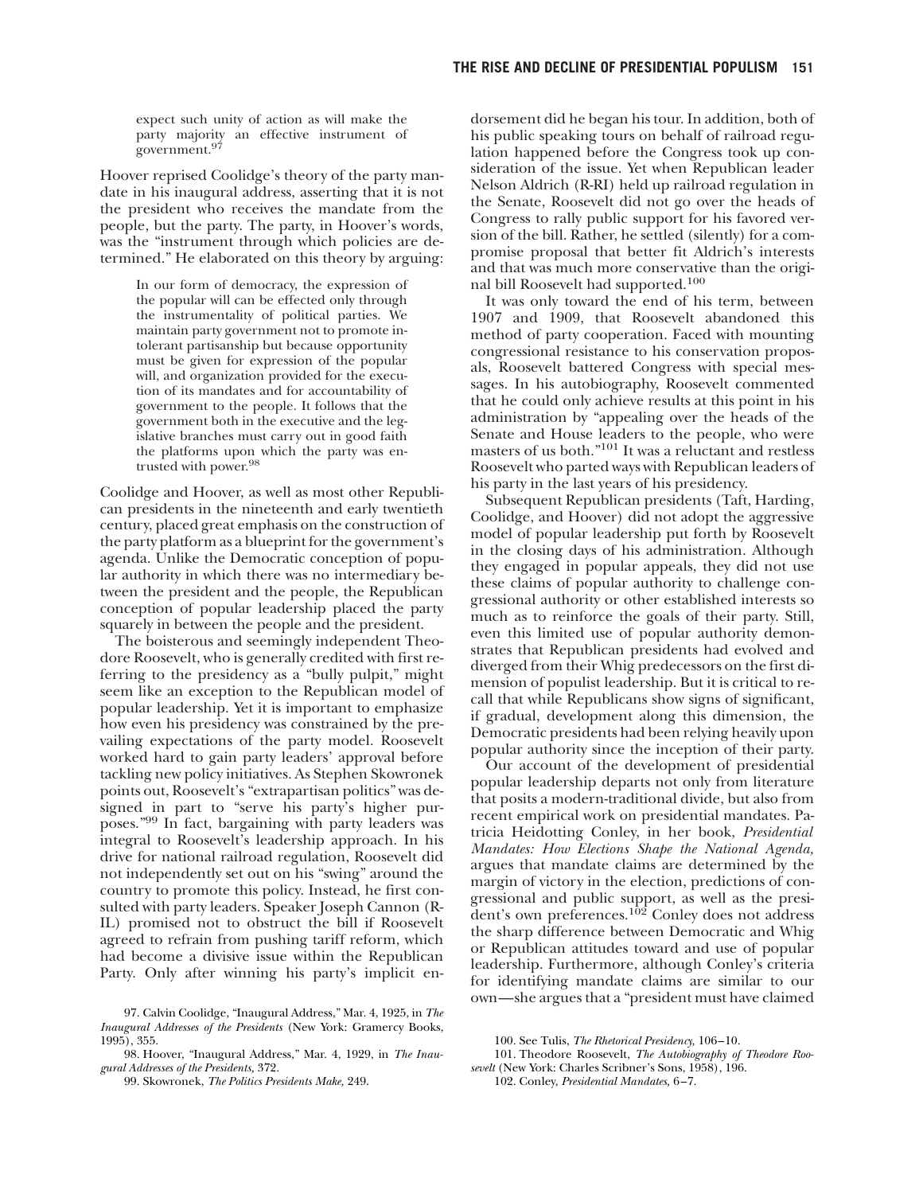expect such unity of action as will make the party majority an effective instrument of government.[97]

Hoover reprised Coolidge's theory of the party mandate in his inaugural address, asserting that it is not the president who receives the mandate from the people, but the party. The party, in Hoover's words, was the "instrument through which policies are determined." He elaborated on this theory by arguing:

> In our form of democracy, the expression of the popular will can be effected only through the instrumentality of political parties. We maintain party government not to promote intolerant partisanship but because opportunity must be given for expression of the popular will, and organization provided for the execution of its mandates and for accountability of government to the people. It follows that the government both in the executive and the legislative branches must carry out in good faith the platforms upon which the party was entrusted with power.[98]

Coolidge and Hoover, as well as most other Republican presidents in the nineteenth and early twentieth century, placed great emphasis on the construction of the party platform as a blueprint for the government's agenda. Unlike the Democratic conception of popular authority in which there was no intermediary between the president and the people, the Republican conception of popular leadership placed the party squarely in between the people and the president.

The boisterous and seemingly independent Theodore Roosevelt, who is generally credited with first referring to the presidency as a "bully pulpit," might seem like an exception to the Republican model of popular leadership. Yet it is important to emphasize how even his presidency was constrained by the prevailing expectations of the party model. Roosevelt worked hard to gain party leaders' approval before tackling new policy initiatives. As Stephen Skowronek points out, Roosevelt's "extrapartisan politics" was designed in part to "serve his party's higher purposes."[99] In fact, bargaining with party leaders was integral to Roosevelt's leadership approach. In his drive for national railroad regulation, Roosevelt did not independently set out on his "swing" around the country to promote this policy. Instead, he first consulted with party leaders. Speaker Joseph Cannon (R-IL) promised not to obstruct the bill if Roosevelt agreed to refrain from pushing tariff reform, which had become a divisive issue within the Republican Party. Only after winning his party's implicit endorsement did he began his tour. In addition, both of his public speaking tours on behalf of railroad regulation happened before the Congress took up consideration of the issue. Yet when Republican leader Nelson Aldrich (R-RI) held up railroad regulation in the Senate, Roosevelt did not go over the heads of Congress to rally public support for his favored version of the bill. Rather, he settled (silently) for a compromise proposal that better fit Aldrich's interests and that was much more conservative than the original bill Roosevelt had supported.[100]

It was only toward the end of his term, between 1907 and 1909, that Roosevelt abandoned this method of party cooperation. Faced with mounting congressional resistance to his conservation proposals, Roosevelt battered Congress with special messages. In his autobiography, Roosevelt commented that he could only achieve results at this point in his administration by "appealing over the heads of the Senate and House leaders to the people, who were masters of us both."[101] It was a reluctant and restless Roosevelt who parted ways with Republican leaders of his party in the last years of his presidency.

Subsequent Republican presidents (Taft, Harding, Coolidge, and Hoover) did not adopt the aggressive model of popular leadership put forth by Roosevelt in the closing days of his administration. Although they engaged in popular appeals, they did not use these claims of popular authority to challenge congressional authority or other established interests so much as to reinforce the goals of their party. Still, even this limited use of popular authority demonstrates that Republican presidents had evolved and diverged from their Whig predecessors on the first dimension of populist leadership. But it is critical to recall that while Republicans show signs of significant, if gradual, development along this dimension, the Democratic presidents had been relying heavily upon popular authority since the inception of their party.

Our account of the development of presidential popular leadership departs not only from literature that posits a modern-traditional divide, but also from recent empirical work on presidential mandates. Patricia Heidotting Conley, in her book, *Presidential Mandates: How Elections Shape the National Agenda*, argues that mandate claims are determined by the margin of victory in the election, predictions of congressional and public support, as well as the president's own preferences.[102] Conley does not address the sharp difference between Democratic and Whig or Republican attitudes toward and use of popular leadership. Furthermore, although Conley's criteria for identifying mandate claims are similar to our own—she argues that a "president must have claimed

97. Calvin Coolidge, "Inaugural Address," Mar. 4, 1925, in *The Inaugural Addresses of the Presidents* (New York: Gramercy Books, 1995), 355.

98. Hoover, "Inaugural Address," Mar. 4, 1929, in *The Inaugural Addresses of the Presidents,* 372.

99. Skowronek, *The Politics Presidents Make,* 249.

100. See Tulis, *The Rhetorical Presidency,* 106–10.

101. Theodore Roosevelt, *The Autobiography of Theodore Roosevelt* (New York: Charles Scribner's Sons, 1958), 196.

102. Conley, *Presidential Mandates,* 6–7.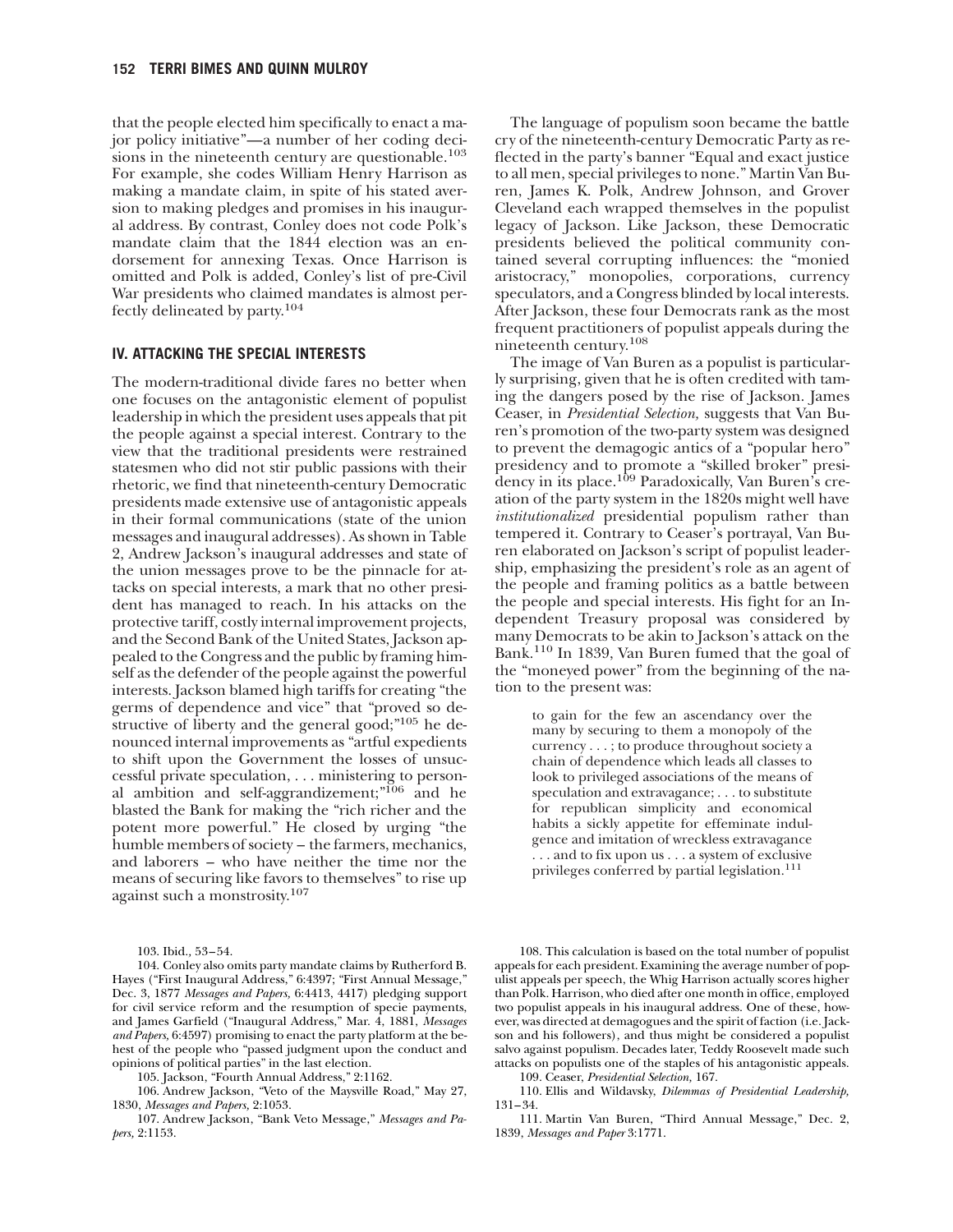that the people elected him specifically to enact a major policy initiative"—a number of her coding decisions in the nineteenth century are questionable.[103] For example, she codes William Henry Harrison as making a mandate claim, in spite of his stated aversion to making pledges and promises in his inaugural address. By contrast, Conley does not code Polk's mandate claim that the 1844 election was an endorsement for annexing Texas. Once Harrison is omitted and Polk is added, Conley's list of pre-Civil War presidents who claimed mandates is almost perfectly delineated by party.[104]

## IV. ATTACKING THE SPECIAL INTERESTS

The modern-traditional divide fares no better when one focuses on the antagonistic element of populist leadership in which the president uses appeals that pit the people against a special interest. Contrary to the view that the traditional presidents were restrained statesmen who did not stir public passions with their rhetoric, we find that nineteenth-century Democratic presidents made extensive use of antagonistic appeals in their formal communications (state of the union messages and inaugural addresses). As shown in Table 2, Andrew Jackson's inaugural addresses and state of the union messages prove to be the pinnacle for attacks on special interests, a mark that no other president has managed to reach. In his attacks on the protective tariff, costly internal improvement projects, and the Second Bank of the United States, Jackson appealed to the Congress and the public by framing himself as the defender of the people against the powerful interests. Jackson blamed high tariffs for creating "the germs of dependence and vice" that "proved so destructive of liberty and the general good;"[105] he denounced internal improvements as "artful expedients to shift upon the Government the losses of unsuccessful private speculation, . . . ministering to personal ambition and self-aggrandizement;"[106] and he blasted the Bank for making the "rich richer and the potent more powerful." He closed by urging "the humble members of society – the farmers, mechanics, and laborers – who have neither the time nor the means of securing like favors to themselves" to rise up against such a monstrosity.[107]

The language of populism soon became the battle cry of the nineteenth-century Democratic Party as reflected in the party's banner "Equal and exact justice to all men, special privileges to none." Martin Van Buren, James K. Polk, Andrew Johnson, and Grover Cleveland each wrapped themselves in the populist legacy of Jackson. Like Jackson, these Democratic presidents believed the political community contained several corrupting influences: the "monied aristocracy," monopolies, corporations, currency speculators, and a Congress blinded by local interests. After Jackson, these four Democrats rank as the most frequent practitioners of populist appeals during the nineteenth century.[108]

The image of Van Buren as a populist is particularly surprising, given that he is often credited with taming the dangers posed by the rise of Jackson. James Ceaser, in *Presidential Selection,* suggests that Van Buren's promotion of the two-party system was designed to prevent the demagogic antics of a "popular hero" presidency and to promote a "skilled broker" presidency in its place.[109] Paradoxically, Van Buren's creation of the party system in the 1820s might well have *institutionalized* presidential populism rather than tempered it. Contrary to Ceaser's portrayal, Van Buren elaborated on Jackson's script of populist leadership, emphasizing the president's role as an agent of the people and framing politics as a battle between the people and special interests. His fight for an Independent Treasury proposal was considered by many Democrats to be akin to Jackson's attack on the Bank.[110] In 1839, Van Buren fumed that the goal of the "moneyed power" from the beginning of the nation to the present was:

> to gain for the few an ascendancy over the many by securing to them a monopoly of the currency . . . ; to produce throughout society a chain of dependence which leads all classes to look to privileged associations of the means of speculation and extravagance; . . . to substitute for republican simplicity and economical habits a sickly appetite for effeminate indulgence and imitation of wreckless extravagance . . . and to fix upon us . . . a system of exclusive privileges conferred by partial legislation.[111]

103. Ibid., 53–54.

104. Conley also omits party mandate claims by Rutherford B. Hayes ("First Inaugural Address," 6:4397; "First Annual Message," Dec. 3, 1877 *Messages and Papers,* 6:4413, 4417) pledging support for civil service reform and the resumption of specie payments, and James Garfield ("Inaugural Address," Mar. 4, 1881, *Messages and Papers,* 6:4597) promising to enact the party platform at the behest of the people who "passed judgment upon the conduct and opinions of political parties" in the last election.

105. Jackson, "Fourth Annual Address," 2:1162.

106. Andrew Jackson, "Veto of the Maysville Road," May 27, 1830, *Messages and Papers,* 2:1053.

107. Andrew Jackson, "Bank Veto Message," *Messages and Papers,* 2:1153.

108. This calculation is based on the total number of populist appeals for each president. Examining the average number of populist appeals per speech, the Whig Harrison actually scores higher than Polk. Harrison, who died after one month in office, employed two populist appeals in his inaugural address. One of these, however, was directed at demagogues and the spirit of faction (i.e. Jackson and his followers), and thus might be considered a populist salvo against populism. Decades later, Teddy Roosevelt made such attacks on populists one of the staples of his antagonistic appeals.

109. Ceaser, *Presidential Selection,* 167.

110. Ellis and Wildavsky, *Dilemmas of Presidential Leadership,* 131–34.

111. Martin Van Buren, "Third Annual Message," Dec. 2, 1839, *Messages and Paper* 3:1771.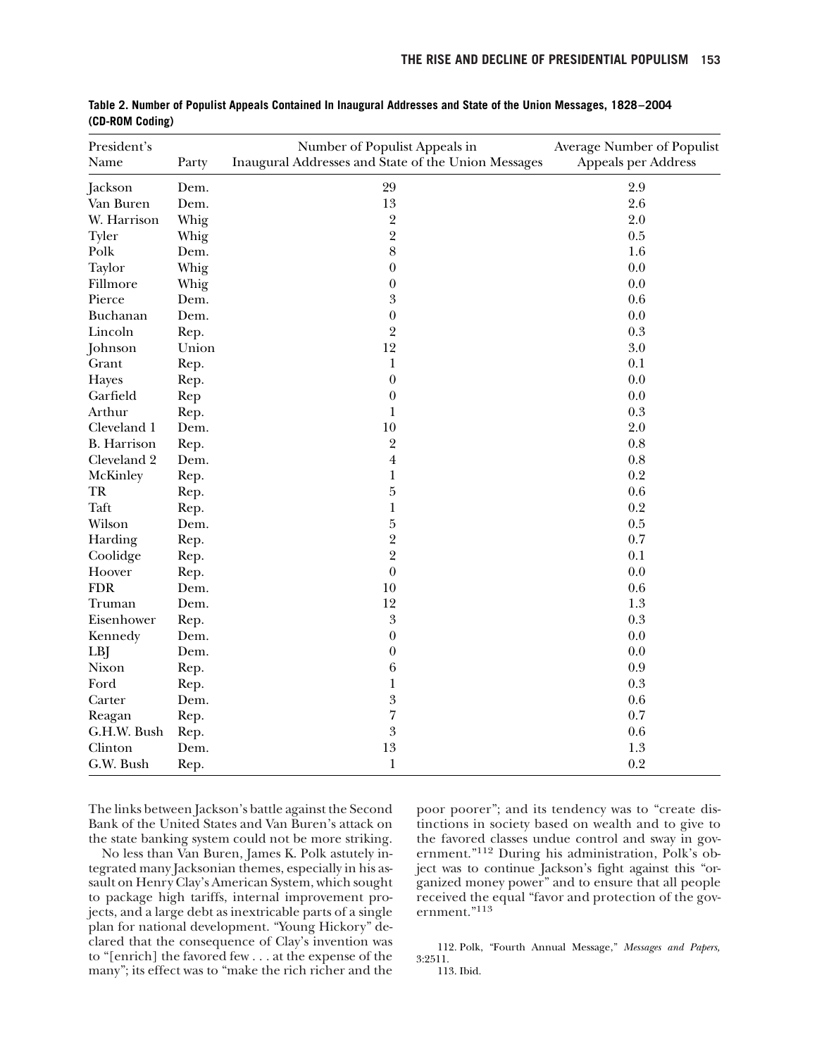**Table 2. Number of Populist Appeals Contained In Inaugural Addresses and State of the Union Messages, 1828–2004 (CD-ROM Coding)**

| President's Name | Party | Number of Populist Appeals in Inaugural Addresses and State of the Union Messages | Average Number of Populist Appeals per Address |
|---|---|---|---|
| Jackson | Dem. | 29 | 2.9 |
| Van Buren | Dem. | 13 | 2.6 |
| W. Harrison | Whig | 2 | 2.0 |
| Tyler | Whig | 2 | 0.5 |
| Polk | Dem. | 8 | 1.6 |
| Taylor | Whig | 0 | 0.0 |
| Fillmore | Whig | 0 | 0.0 |
| Pierce | Dem. | 3 | 0.6 |
| Buchanan | Dem. | 0 | 0.0 |
| Lincoln | Rep. | 2 | 0.3 |
| Johnson | Union | 12 | 3.0 |
| Grant | Rep. | 1 | 0.1 |
| Hayes | Rep. | 0 | 0.0 |
| Garfield | Rep | 0 | 0.0 |
| Arthur | Rep. | 1 | 0.3 |
| Cleveland 1 | Dem. | 10 | 2.0 |
| B. Harrison | Rep. | 2 | 0.8 |
| Cleveland 2 | Dem. | 4 | 0.8 |
| McKinley | Rep. | 1 | 0.2 |
| TR | Rep. | 5 | 0.6 |
| Taft | Rep. | 1 | 0.2 |
| Wilson | Dem. | 5 | 0.5 |
| Harding | Rep. | 2 | 0.7 |
| Coolidge | Rep. | 2 | 0.1 |
| Hoover | Rep. | 0 | 0.0 |
| FDR | Dem. | 10 | 0.6 |
| Truman | Dem. | 12 | 1.3 |
| Eisenhower | Rep. | 3 | 0.3 |
| Kennedy | Dem. | 0 | 0.0 |
| LBJ | Dem. | 0 | 0.0 |
| Nixon | Rep. | 6 | 0.9 |
| Ford | Rep. | 1 | 0.3 |
| Carter | Dem. | 3 | 0.6 |
| Reagan | Rep. | 7 | 0.7 |
| G.H.W. Bush | Rep. | 3 | 0.6 |
| Clinton | Dem. | 13 | 1.3 |
| G.W. Bush | Rep. | 1 | 0.2 |

The links between Jackson's battle against the Second Bank of the United States and Van Buren's attack on the state banking system could not be more striking.

No less than Van Buren, James K. Polk astutely integrated many Jacksonian themes, especially in his assault on Henry Clay's American System, which sought to package high tariffs, internal improvement projects, and a large debt as inextricable parts of a single plan for national development. "Young Hickory" declared that the consequence of Clay's invention was to "[enrich] the favored few . . . at the expense of the many"; its effect was to "make the rich richer and the poor poorer"; and its tendency was to "create distinctions in society based on wealth and to give to the favored classes undue control and sway in government."[112] During his administration, Polk's object was to continue Jackson's fight against this "organized money power" and to ensure that all people received the equal "favor and protection of the government."[113]

112. Polk, "Fourth Annual Message," *Messages and Papers,* 3:2511.

113. Ibid.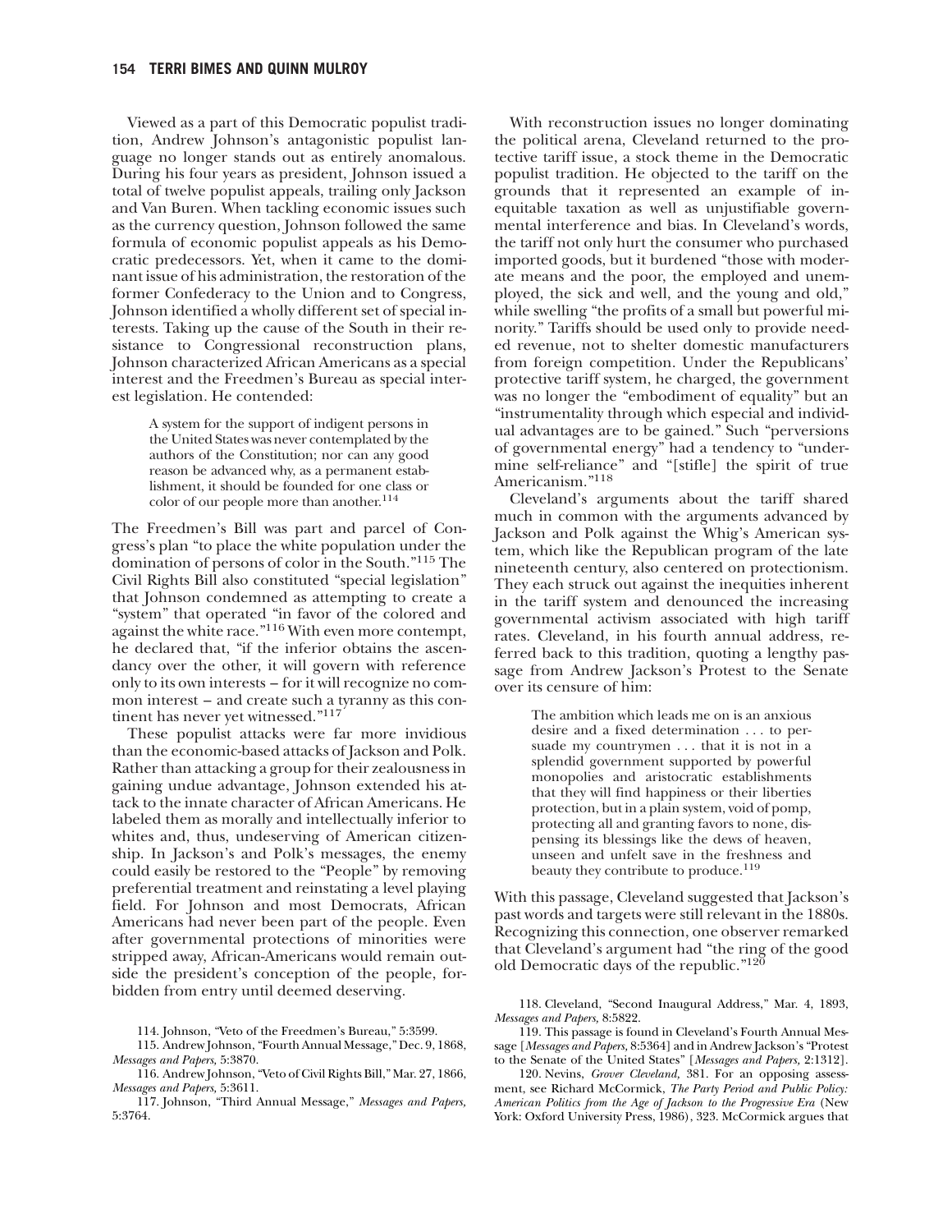Viewed as a part of this Democratic populist tradition, Andrew Johnson's antagonistic populist language no longer stands out as entirely anomalous. During his four years as president, Johnson issued a total of twelve populist appeals, trailing only Jackson and Van Buren. When tackling economic issues such as the currency question, Johnson followed the same formula of economic populist appeals as his Democratic predecessors. Yet, when it came to the dominant issue of his administration, the restoration of the former Confederacy to the Union and to Congress, Johnson identified a wholly different set of special interests. Taking up the cause of the South in their resistance to Congressional reconstruction plans, Johnson characterized African Americans as a special interest and the Freedmen's Bureau as special interest legislation. He contended:

> A system for the support of indigent persons in the United States was never contemplated by the authors of the Constitution; nor can any good reason be advanced why, as a permanent establishment, it should be founded for one class or color of our people more than another.[114]

The Freedmen's Bill was part and parcel of Congress's plan "to place the white population under the domination of persons of color in the South."[115] The Civil Rights Bill also constituted "special legislation" that Johnson condemned as attempting to create a "system" that operated "in favor of the colored and against the white race."[116] With even more contempt, he declared that, "if the inferior obtains the ascendancy over the other, it will govern with reference only to its own interests – for it will recognize no common interest – and create such a tyranny as this continent has never yet witnessed."[117]

These populist attacks were far more invidious than the economic-based attacks of Jackson and Polk. Rather than attacking a group for their zealousness in gaining undue advantage, Johnson extended his attack to the innate character of African Americans. He labeled them as morally and intellectually inferior to whites and, thus, undeserving of American citizenship. In Jackson's and Polk's messages, the enemy could easily be restored to the "People" by removing preferential treatment and reinstating a level playing field. For Johnson and most Democrats, African Americans had never been part of the people. Even after governmental protections of minorities were stripped away, African-Americans would remain outside the president's conception of the people, forbidden from entry until deemed deserving.

With reconstruction issues no longer dominating the political arena, Cleveland returned to the protective tariff issue, a stock theme in the Democratic populist tradition. He objected to the tariff on the grounds that it represented an example of inequitable taxation as well as unjustifiable governmental interference and bias. In Cleveland's words, the tariff not only hurt the consumer who purchased imported goods, but it burdened "those with moderate means and the poor, the employed and unemployed, the sick and well, and the young and old," while swelling "the profits of a small but powerful minority." Tariffs should be used only to provide needed revenue, not to shelter domestic manufacturers from foreign competition. Under the Republicans' protective tariff system, he charged, the government was no longer the "embodiment of equality" but an "instrumentality through which especial and individual advantages are to be gained." Such "perversions of governmental energy" had a tendency to "undermine self-reliance" and "[stifle] the spirit of true Americanism."[118]

Cleveland's arguments about the tariff shared much in common with the arguments advanced by Jackson and Polk against the Whig's American system, which like the Republican program of the late nineteenth century, also centered on protectionism. They each struck out against the inequities inherent in the tariff system and denounced the increasing governmental activism associated with high tariff rates. Cleveland, in his fourth annual address, referred back to this tradition, quoting a lengthy passage from Andrew Jackson's Protest to the Senate over its censure of him:

> The ambition which leads me on is an anxious desire and a fixed determination . . . to persuade my countrymen . . . that it is not in a splendid government supported by powerful monopolies and aristocratic establishments that they will find happiness or their liberties protection, but in a plain system, void of pomp, protecting all and granting favors to none, dispensing its blessings like the dews of heaven, unseen and unfelt save in the freshness and beauty they contribute to produce.[119]

With this passage, Cleveland suggested that Jackson's past words and targets were still relevant in the 1880s. Recognizing this connection, one observer remarked that Cleveland's argument had "the ring of the good old Democratic days of the republic."[120]

114. Johnson, "Veto of the Freedmen's Bureau," 5:3599.

115. Andrew Johnson, "Fourth Annual Message," Dec. 9, 1868, *Messages and Papers,* 5:3870.

116. Andrew Johnson, "Veto of Civil Rights Bill," Mar. 27, 1866, *Messages and Papers,* 5:3611.

117. Johnson, "Third Annual Message," *Messages and Papers,* 5:3764.

118. Cleveland, "Second Inaugural Address," Mar. 4, 1893, *Messages and Papers,* 8:5822.

119. This passage is found in Cleveland's Fourth Annual Message [*Messages and Papers,* 8:5364] and in Andrew Jackson's "Protest to the Senate of the United States" [*Messages and Papers,* 2:1312].

120. Nevins, *Grover Cleveland,* 381. For an opposing assessment, see Richard McCormick, *The Party Period and Public Policy: American Politics from the Age of Jackson to the Progressive Era* (New York: Oxford University Press, 1986), 323. McCormick argues that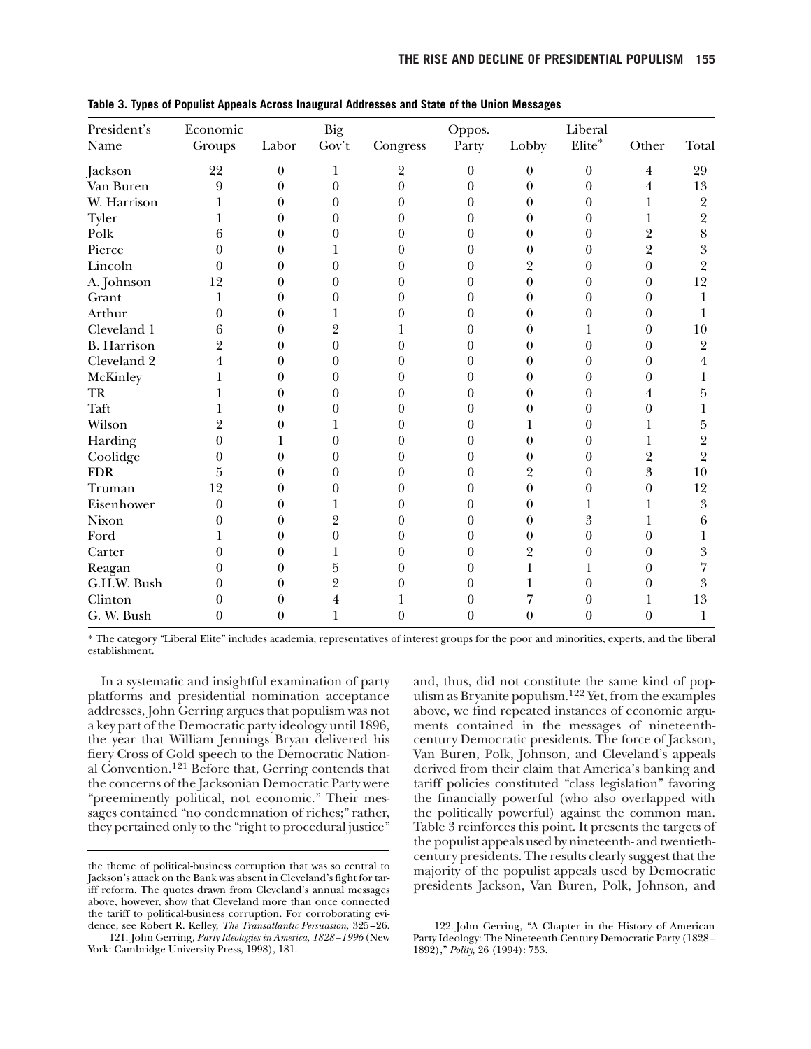**Table 3. Types of Populist Appeals Across Inaugural Addresses and State of the Union Messages**

| President's Name | Economic Groups | Labor | Big Gov't | Congress | Oppos. Party | Lobby | Liberal Elite* | Other | Total |
|---|---|---|---|---|---|---|---|---|---|
| Jackson | 22 | 0 | 1 | 2 | 0 | 0 | 0 | 4 | 29 |
| Van Buren | 9 | 0 | 0 | 0 | 0 | 0 | 0 | 4 | 13 |
| W. Harrison | 1 | 0 | 0 | 0 | 0 | 0 | 0 | 1 | 2 |
| Tyler | 1 | 0 | 0 | 0 | 0 | 0 | 0 | 1 | 2 |
| Polk | 6 | 0 | 0 | 0 | 0 | 0 | 0 | 2 | 8 |
| Pierce | 0 | 0 | 1 | 0 | 0 | 0 | 0 | 2 | 3 |
| Lincoln | 0 | 0 | 0 | 0 | 0 | 2 | 0 | 0 | 2 |
| A. Johnson | 12 | 0 | 0 | 0 | 0 | 0 | 0 | 0 | 12 |
| Grant | 1 | 0 | 0 | 0 | 0 | 0 | 0 | 0 | 1 |
| Arthur | 0 | 0 | 1 | 0 | 0 | 0 | 0 | 0 | 1 |
| Cleveland 1 | 6 | 0 | 2 | 1 | 0 | 0 | 1 | 0 | 10 |
| B. Harrison | 2 | 0 | 0 | 0 | 0 | 0 | 0 | 0 | 2 |
| Cleveland 2 | 4 | 0 | 0 | 0 | 0 | 0 | 0 | 0 | 4 |
| McKinley | 1 | 0 | 0 | 0 | 0 | 0 | 0 | 0 | 1 |
| TR | 1 | 0 | 0 | 0 | 0 | 0 | 0 | 4 | 5 |
| Taft | 1 | 0 | 0 | 0 | 0 | 0 | 0 | 0 | 1 |
| Wilson | 2 | 0 | 1 | 0 | 0 | 1 | 0 | 1 | 5 |
| Harding | 0 | 1 | 0 | 0 | 0 | 0 | 0 | 1 | 2 |
| Coolidge | 0 | 0 | 0 | 0 | 0 | 0 | 0 | 2 | 2 |
| FDR | 5 | 0 | 0 | 0 | 0 | 2 | 0 | 3 | 10 |
| Truman | 12 | 0 | 0 | 0 | 0 | 0 | 0 | 0 | 12 |
| Eisenhower | 0 | 0 | 1 | 0 | 0 | 0 | 1 | 1 | 3 |
| Nixon | 0 | 0 | 2 | 0 | 0 | 0 | 3 | 1 | 6 |
| Ford | 1 | 0 | 0 | 0 | 0 | 0 | 0 | 0 | 1 |
| Carter | 0 | 0 | 1 | 0 | 0 | 2 | 0 | 0 | 3 |
| Reagan | 0 | 0 | 5 | 0 | 0 | 1 | 1 | 0 | 7 |
| G.H.W. Bush | 0 | 0 | 2 | 0 | 0 | 1 | 0 | 0 | 3 |
| Clinton | 0 | 0 | 4 | 1 | 0 | 7 | 0 | 1 | 13 |
| G. W. Bush | 0 | 0 | 1 | 0 | 0 | 0 | 0 | 0 | 1 |

* The category "Liberal Elite" includes academia, representatives of interest groups for the poor and minorities, experts, and the liberal establishment.

In a systematic and insightful examination of party platforms and presidential nomination acceptance addresses, John Gerring argues that populism was not a key part of the Democratic party ideology until 1896, the year that William Jennings Bryan delivered his fiery Cross of Gold speech to the Democratic National Convention.[121] Before that, Gerring contends that the concerns of the Jacksonian Democratic Party were "preeminently political, not economic." Their messages contained "no condemnation of riches;" rather, they pertained only to the "right to procedural justice" and, thus, did not constitute the same kind of populism as Bryanite populism.[122] Yet, from the examples above, we find repeated instances of economic arguments contained in the messages of nineteenth-century Democratic presidents. The force of Jackson, Van Buren, Polk, Johnson, and Cleveland's appeals derived from their claim that America's banking and tariff policies constituted "class legislation" favoring the financially powerful (who also overlapped with the politically powerful) against the common man. Table 3 reinforces this point. It presents the targets of the populist appeals used by nineteenth- and twentieth-century presidents. The results clearly suggest that the majority of the populist appeals used by Democratic presidents Jackson, Van Buren, Polk, Johnson, and

the theme of political-business corruption that was so central to Jackson's attack on the Bank was absent in Cleveland's fight for tariff reform. The quotes drawn from Cleveland's annual messages above, however, show that Cleveland more than once connected the tariff to political-business corruption. For corroborating evidence, see Robert R. Kelley, *The Transatlantic Persuasion,* 325–26.

121. John Gerring, *Party Ideologies in America, 1828–1996* (New York: Cambridge University Press, 1998), 181.

122. John Gerring, "A Chapter in the History of American Party Ideology: The Nineteenth-Century Democratic Party (1828–1892)," *Polity,* 26 (1994): 753.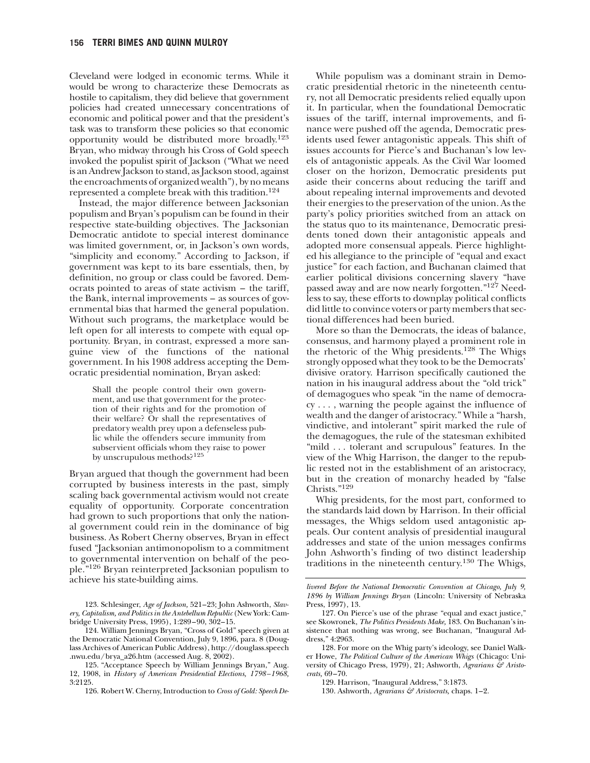Cleveland were lodged in economic terms. While it would be wrong to characterize these Democrats as hostile to capitalism, they did believe that government policies had created unnecessary concentrations of economic and political power and that the president's task was to transform these policies so that economic opportunity would be distributed more broadly.[123] Bryan, who midway through his Cross of Gold speech invoked the populist spirit of Jackson ("What we need is an Andrew Jackson to stand, as Jackson stood, against the encroachments of organized wealth"), by no means represented a complete break with this tradition.[124]

Instead, the major difference between Jacksonian populism and Bryan's populism can be found in their respective state-building objectives. The Jacksonian Democratic antidote to special interest dominance was limited government, or, in Jackson's own words, "simplicity and economy." According to Jackson, if government was kept to its bare essentials, then, by definition, no group or class could be favored. Democrats pointed to areas of state activism – the tariff, the Bank, internal improvements – as sources of governmental bias that harmed the general population. Without such programs, the marketplace would be left open for all interests to compete with equal opportunity. Bryan, in contrast, expressed a more sanguine view of the functions of the national government. In his 1908 address accepting the Democratic presidential nomination, Bryan asked:

> Shall the people control their own government, and use that government for the protection of their rights and for the promotion of their welfare? Or shall the representatives of predatory wealth prey upon a defenseless public while the offenders secure immunity from subservient officials whom they raise to power by unscrupulous methods?[125]

Bryan argued that though the government had been corrupted by business interests in the past, simply scaling back governmental activism would not create equality of opportunity. Corporate concentration had grown to such proportions that only the national government could rein in the dominance of big business. As Robert Cherny observes, Bryan in effect fused "Jacksonian antimonopolism to a commitment to governmental intervention on behalf of the people."[126] Bryan reinterpreted Jacksonian populism to achieve his state-building aims.

While populism was a dominant strain in Democratic presidential rhetoric in the nineteenth century, not all Democratic presidents relied equally upon it. In particular, when the foundational Democratic issues of the tariff, internal improvements, and finance were pushed off the agenda, Democratic presidents used fewer antagonistic appeals. This shift of issues accounts for Pierce's and Buchanan's low levels of antagonistic appeals. As the Civil War loomed closer on the horizon, Democratic presidents put aside their concerns about reducing the tariff and about repealing internal improvements and devoted their energies to the preservation of the union. As the party's policy priorities switched from an attack on the status quo to its maintenance, Democratic presidents toned down their antagonistic appeals and adopted more consensual appeals. Pierce highlighted his allegiance to the principle of "equal and exact justice" for each faction, and Buchanan claimed that earlier political divisions concerning slavery "have passed away and are now nearly forgotten."[127] Needless to say, these efforts to downplay political conflicts did little to convince voters or party members that sectional differences had been buried.

More so than the Democrats, the ideas of balance, consensus, and harmony played a prominent role in the rhetoric of the Whig presidents.[128] The Whigs strongly opposed what they took to be the Democrats' divisive oratory. Harrison specifically cautioned the nation in his inaugural address about the "old trick" of demagogues who speak "in the name of democracy . . . , warning the people against the influence of wealth and the danger of aristocracy." While a "harsh, vindictive, and intolerant" spirit marked the rule of the demagogues, the rule of the statesman exhibited "mild . . . tolerant and scrupulous" features. In the view of the Whig Harrison, the danger to the republic rested not in the establishment of an aristocracy, but in the creation of monarchy headed by "false Christs."[129]

Whig presidents, for the most part, conformed to the standards laid down by Harrison. In their official messages, the Whigs seldom used antagonistic appeals. Our content analysis of presidential inaugural addresses and state of the union messages confirms John Ashworth's finding of two distinct leadership traditions in the nineteenth century.[130] The Whigs,

---

123. Schlesinger, *Age of Jackson,* 521–23; John Ashworth, *Slavery, Capitalism, and Politics in the Antebellum Republic* (New York: Cambridge University Press, 1995), 1:289–90, 302–15.

124. William Jennings Bryan, "Cross of Gold" speech given at the Democratic National Convention, July 9, 1896, para. 8 (Douglass Archives of American Public Address), http://douglass.speech.nwu.edu/brya_a26.htm (accessed Aug. 8, 2002).

125. "Acceptance Speech by William Jennings Bryan," Aug. 12, 1908, in *History of American Presidential Elections, 1798–1968,* 3:2125.

126. Robert W. Cherny, Introduction to *Cross of Gold: Speech Delivered Before the National Democratic Convention at Chicago, July 9, 1896 by William Jennings Bryan* (Lincoln: University of Nebraska Press, 1997), 13.

127. On Pierce's use of the phrase "equal and exact justice," see Skowronek, *The Politics Presidents Make,* 183. On Buchanan's insistence that nothing was wrong, see Buchanan, "Inaugural Address," 4:2963.

128. For more on the Whig party's ideology, see Daniel Walker Howe, *The Political Culture of the American Whigs* (Chicago: University of Chicago Press, 1979), 21; Ashworth, *Agrarians & Aristocrats,* 69–70.

129. Harrison, "Inaugural Address," 3:1873.

130. Ashworth, *Agrarians & Aristocrats,* chaps. 1–2.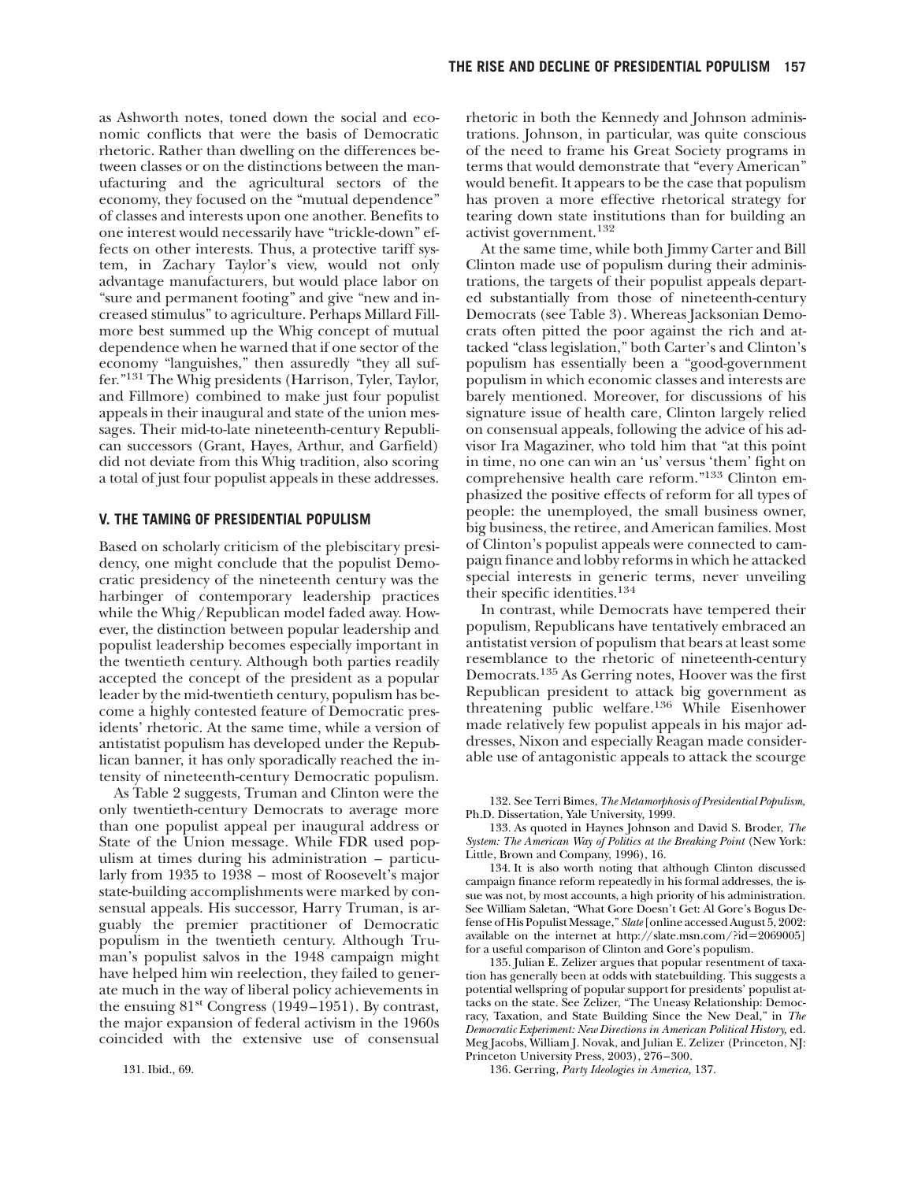as Ashworth notes, toned down the social and economic conflicts that were the basis of Democratic rhetoric. Rather than dwelling on the differences between classes or on the distinctions between the manufacturing and the agricultural sectors of the economy, they focused on the "mutual dependence" of classes and interests upon one another. Benefits to one interest would necessarily have "trickle-down" effects on other interests. Thus, a protective tariff system, in Zachary Taylor's view, would not only advantage manufacturers, but would place labor on "sure and permanent footing" and give "new and increased stimulus" to agriculture. Perhaps Millard Fillmore best summed up the Whig concept of mutual dependence when he warned that if one sector of the economy "languishes," then assuredly "they all suffer."[131] The Whig presidents (Harrison, Tyler, Taylor, and Fillmore) combined to make just four populist appeals in their inaugural and state of the union messages. Their mid-to-late nineteenth-century Republican successors (Grant, Hayes, Arthur, and Garfield) did not deviate from this Whig tradition, also scoring a total of just four populist appeals in these addresses.

## V. THE TAMING OF PRESIDENTIAL POPULISM

Based on scholarly criticism of the plebiscitary presidency, one might conclude that the populist Democratic presidency of the nineteenth century was the harbinger of contemporary leadership practices while the Whig/Republican model faded away. However, the distinction between popular leadership and populist leadership becomes especially important in the twentieth century. Although both parties readily accepted the concept of the president as a popular leader by the mid-twentieth century, populism has become a highly contested feature of Democratic presidents' rhetoric. At the same time, while a version of antistatist populism has developed under the Republican banner, it has only sporadically reached the intensity of nineteenth-century Democratic populism.

As Table 2 suggests, Truman and Clinton were the only twentieth-century Democrats to average more than one populist appeal per inaugural address or State of the Union message. While FDR used populism at times during his administration – particularly from 1935 to 1938 – most of Roosevelt's major state-building accomplishments were marked by consensual appeals. His successor, Harry Truman, is arguably the premier practitioner of Democratic populism in the twentieth century. Although Truman's populist salvos in the 1948 campaign might have helped him win reelection, they failed to generate much in the way of liberal policy achievements in the ensuing 81st Congress (1949–1951). By contrast, the major expansion of federal activism in the 1960s coincided with the extensive use of consensual rhetoric in both the Kennedy and Johnson administrations. Johnson, in particular, was quite conscious of the need to frame his Great Society programs in terms that would demonstrate that "every American" would benefit. It appears to be the case that populism has proven a more effective rhetorical strategy for tearing down state institutions than for building an activist government.[132]

At the same time, while both Jimmy Carter and Bill Clinton made use of populism during their administrations, the targets of their populist appeals departed substantially from those of nineteenth-century Democrats (see Table 3). Whereas Jacksonian Democrats often pitted the poor against the rich and attacked "class legislation," both Carter's and Clinton's populism has essentially been a "good-government populism in which economic classes and interests are barely mentioned. Moreover, for discussions of his signature issue of health care, Clinton largely relied on consensual appeals, following the advice of his advisor Ira Magaziner, who told him that "at this point in time, no one can win an 'us' versus 'them' fight on comprehensive health care reform."[133] Clinton emphasized the positive effects of reform for all types of people: the unemployed, the small business owner, big business, the retiree, and American families. Most of Clinton's populist appeals were connected to campaign finance and lobby reforms in which he attacked special interests in generic terms, never unveiling their specific identities.[134]

In contrast, while Democrats have tempered their populism, Republicans have tentatively embraced an antistatist version of populism that bears at least some resemblance to the rhetoric of nineteenth-century Democrats.[135] As Gerring notes, Hoover was the first Republican president to attack big government as threatening public welfare.[136] While Eisenhower made relatively few populist appeals in his major addresses, Nixon and especially Reagan made considerable use of antagonistic appeals to attack the scourge

131. Ibid., 69.

132. See Terri Bimes, *The Metamorphosis of Presidential Populism,* Ph.D. Dissertation, Yale University, 1999.

133. As quoted in Haynes Johnson and David S. Broder, *The System: The American Way of Politics at the Breaking Point* (New York: Little, Brown and Company, 1996), 16.

134. It is also worth noting that although Clinton discussed campaign finance reform repeatedly in his formal addresses, the issue was not, by most accounts, a high priority of his administration. See William Saletan, "What Gore Doesn't Get: Al Gore's Bogus Defense of His Populist Message," *Slate* [online accessed August 5, 2002: available on the internet at http://slate.msn.com/?id=2069005] for a useful comparison of Clinton and Gore's populism.

135. Julian E. Zelizer argues that popular resentment of taxation has generally been at odds with statebuilding. This suggests a potential wellspring of popular support for presidents' populist attacks on the state. See Zelizer, "The Uneasy Relationship: Democracy, Taxation, and State Building Since the New Deal," in *The Democratic Experiment: New Directions in American Political History,* ed. Meg Jacobs, William J. Novak, and Julian E. Zelizer (Princeton, NJ: Princeton University Press, 2003), 276–300.

136. Gerring, *Party Ideologies in America,* 137.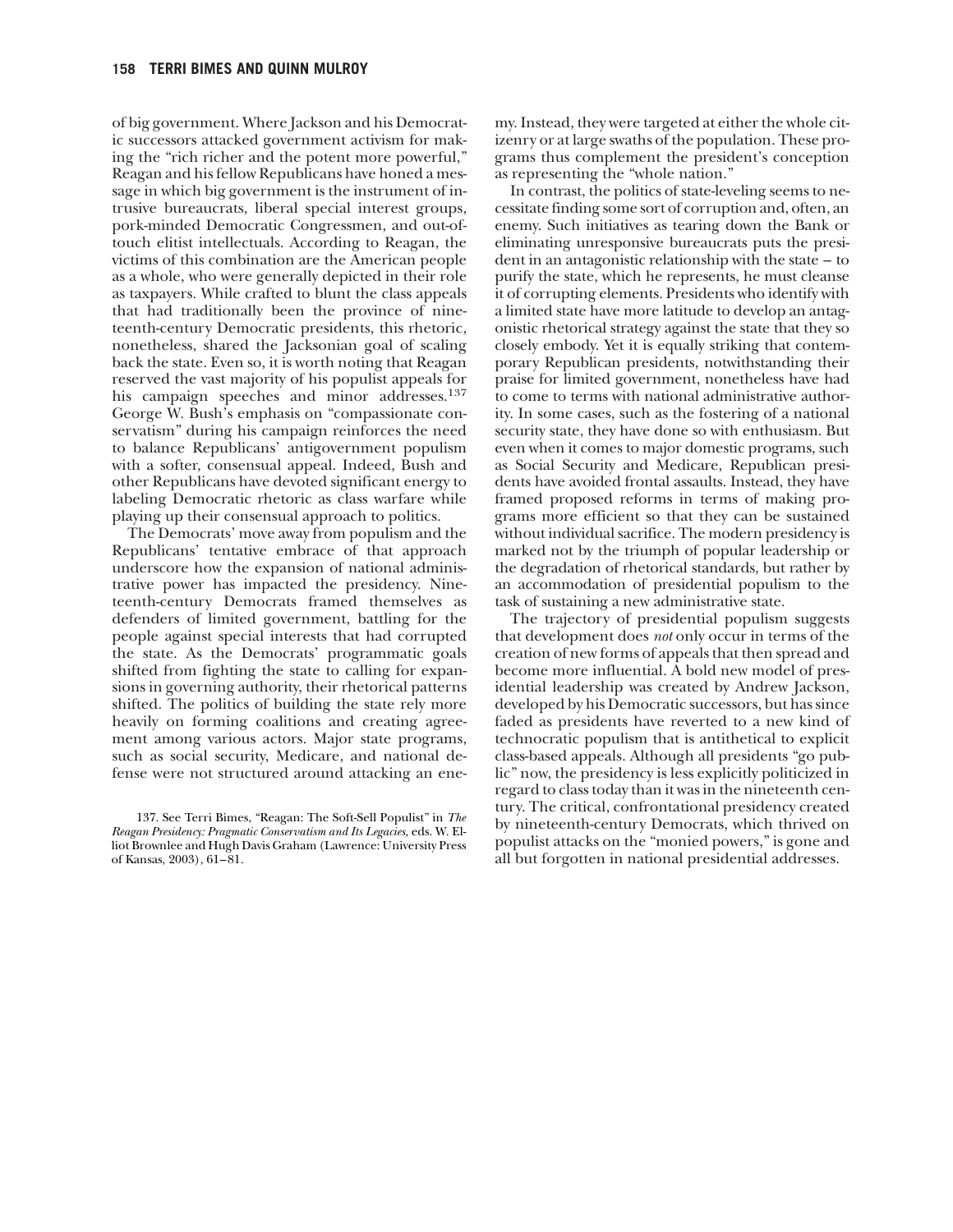of big government. Where Jackson and his Democratic successors attacked government activism for making the "rich richer and the potent more powerful," Reagan and his fellow Republicans have honed a message in which big government is the instrument of intrusive bureaucrats, liberal special interest groups, pork-minded Democratic Congressmen, and out-of-touch elitist intellectuals. According to Reagan, the victims of this combination are the American people as a whole, who were generally depicted in their role as taxpayers. While crafted to blunt the class appeals that had traditionally been the province of nineteenth-century Democratic presidents, this rhetoric, nonetheless, shared the Jacksonian goal of scaling back the state. Even so, it is worth noting that Reagan reserved the vast majority of his populist appeals for his campaign speeches and minor addresses.[137] George W. Bush's emphasis on "compassionate conservatism" during his campaign reinforces the need to balance Republicans' antigovernment populism with a softer, consensual appeal. Indeed, Bush and other Republicans have devoted significant energy to labeling Democratic rhetoric as class warfare while playing up their consensual approach to politics.

The Democrats' move away from populism and the Republicans' tentative embrace of that approach underscore how the expansion of national administrative power has impacted the presidency. Nineteenth-century Democrats framed themselves as defenders of limited government, battling for the people against special interests that had corrupted the state. As the Democrats' programmatic goals shifted from fighting the state to calling for expansions in governing authority, their rhetorical patterns shifted. The politics of building the state rely more heavily on forming coalitions and creating agreement among various actors. Major state programs, such as social security, Medicare, and national defense were not structured around attacking an enemy. Instead, they were targeted at either the whole citizenry or at large swaths of the population. These programs thus complement the president's conception as representing the "whole nation."

In contrast, the politics of state-leveling seems to necessitate finding some sort of corruption and, often, an enemy. Such initiatives as tearing down the Bank or eliminating unresponsive bureaucrats puts the president in an antagonistic relationship with the state – to purify the state, which he represents, he must cleanse it of corrupting elements. Presidents who identify with a limited state have more latitude to develop an antagonistic rhetorical strategy against the state that they so closely embody. Yet it is equally striking that contemporary Republican presidents, notwithstanding their praise for limited government, nonetheless have had to come to terms with national administrative authority. In some cases, such as the fostering of a national security state, they have done so with enthusiasm. But even when it comes to major domestic programs, such as Social Security and Medicare, Republican presidents have avoided frontal assaults. Instead, they have framed proposed reforms in terms of making programs more efficient so that they can be sustained without individual sacrifice. The modern presidency is marked not by the triumph of popular leadership or the degradation of rhetorical standards, but rather by an accommodation of presidential populism to the task of sustaining a new administrative state.

The trajectory of presidential populism suggests that development does *not* only occur in terms of the creation of new forms of appeals that then spread and become more influential. A bold new model of presidential leadership was created by Andrew Jackson, developed by his Democratic successors, but has since faded as presidents have reverted to a new kind of technocratic populism that is antithetical to explicit class-based appeals. Although all presidents "go public" now, the presidency is less explicitly politicized in regard to class today than it was in the nineteenth century. The critical, confrontational presidency created by nineteenth-century Democrats, which thrived on populist attacks on the "monied powers," is gone and all but forgotten in national presidential addresses.

137. See Terri Bimes, "Reagan: The Soft-Sell Populist" in *The Reagan Presidency: Pragmatic Conservatism and Its Legacies,* eds. W. Elliot Brownlee and Hugh Davis Graham (Lawrence: University Press of Kansas, 2003), 61–81.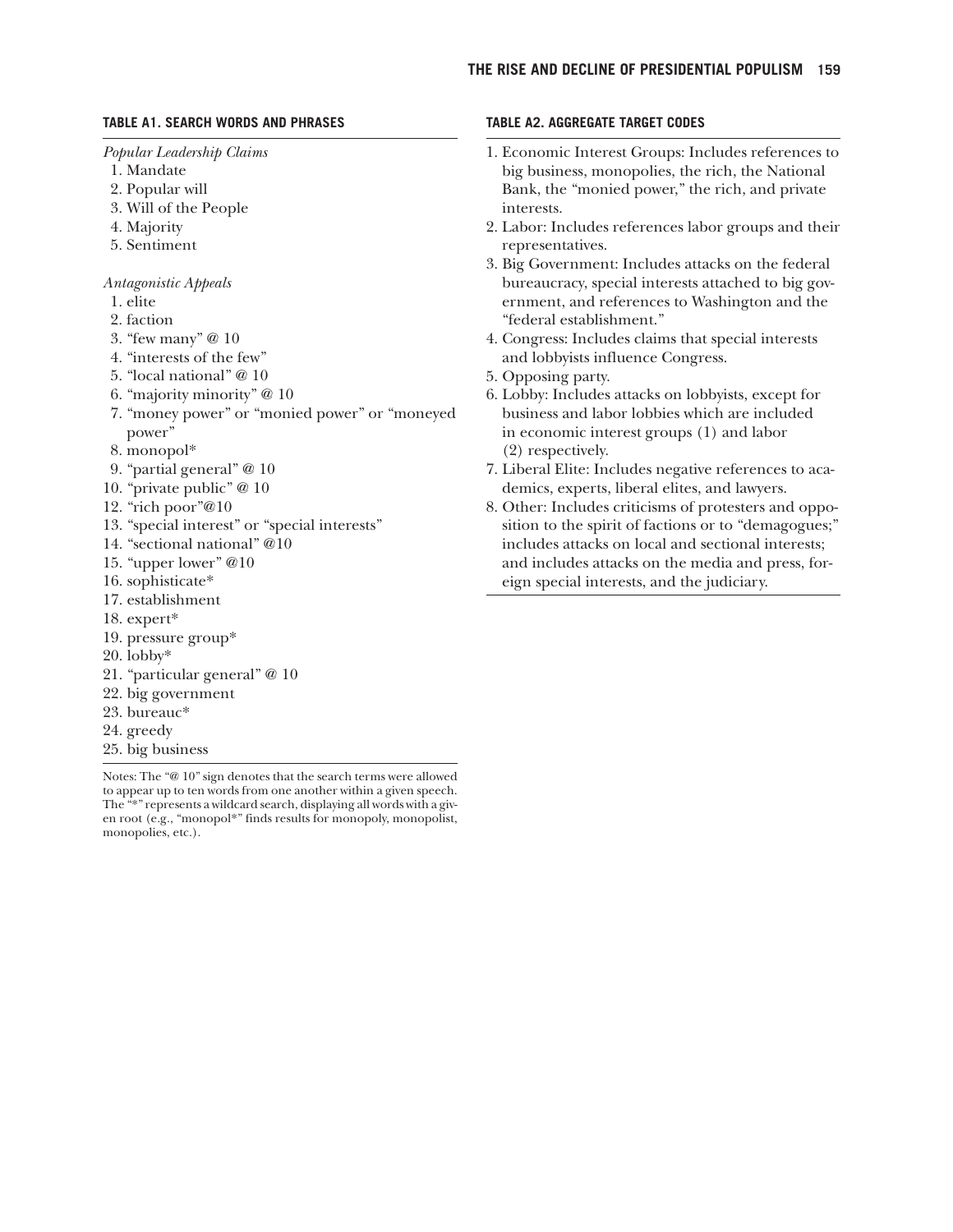**TABLE A1. SEARCH WORDS AND PHRASES**

*Popular Leadership Claims*

1. Mandate
2. Popular will
3. Will of the People
4. Majority
5. Sentiment

*Antagonistic Appeals*

1. elite
2. faction
3. "few many" @ 10
4. "interests of the few"
5. "local national" @ 10
6. "majority minority" @ 10
7. "money power" or "monied power" or "moneyed power"
8. monopol*
9. "partial general" @ 10
10. "private public" @ 10
12. "rich poor"@10
13. "special interest" or "special interests"
14. "sectional national" @10
15. "upper lower" @10
16. sophisticate*
17. establishment
18. expert*
19. pressure group*
20. lobby*
21. "particular general" @ 10
22. big government
23. bureauc*
24. greedy
25. big business

Notes: The "@ 10" sign denotes that the search terms were allowed to appear up to ten words from one another within a given speech. The "*" represents a wildcard search, displaying all words with a given root (e.g., "monopol*" finds results for monopoly, monopolist, monopolies, etc.).

**TABLE A2. AGGREGATE TARGET CODES**

1. Economic Interest Groups: Includes references to big business, monopolies, the rich, the National Bank, the "monied power," the rich, and private interests.
2. Labor: Includes references labor groups and their representatives.
3. Big Government: Includes attacks on the federal bureaucracy, special interests attached to big government, and references to Washington and the "federal establishment."
4. Congress: Includes claims that special interests and lobbyists influence Congress.
5. Opposing party.
6. Lobby: Includes attacks on lobbyists, except for business and labor lobbies which are included in economic interest groups (1) and labor (2) respectively.
7. Liberal Elite: Includes negative references to academics, experts, liberal elites, and lawyers.
8. Other: Includes criticisms of protesters and opposition to the spirit of factions or to "demagogues;" includes attacks on local and sectional interests; and includes attacks on the media and press, foreign special interests, and the judiciary.